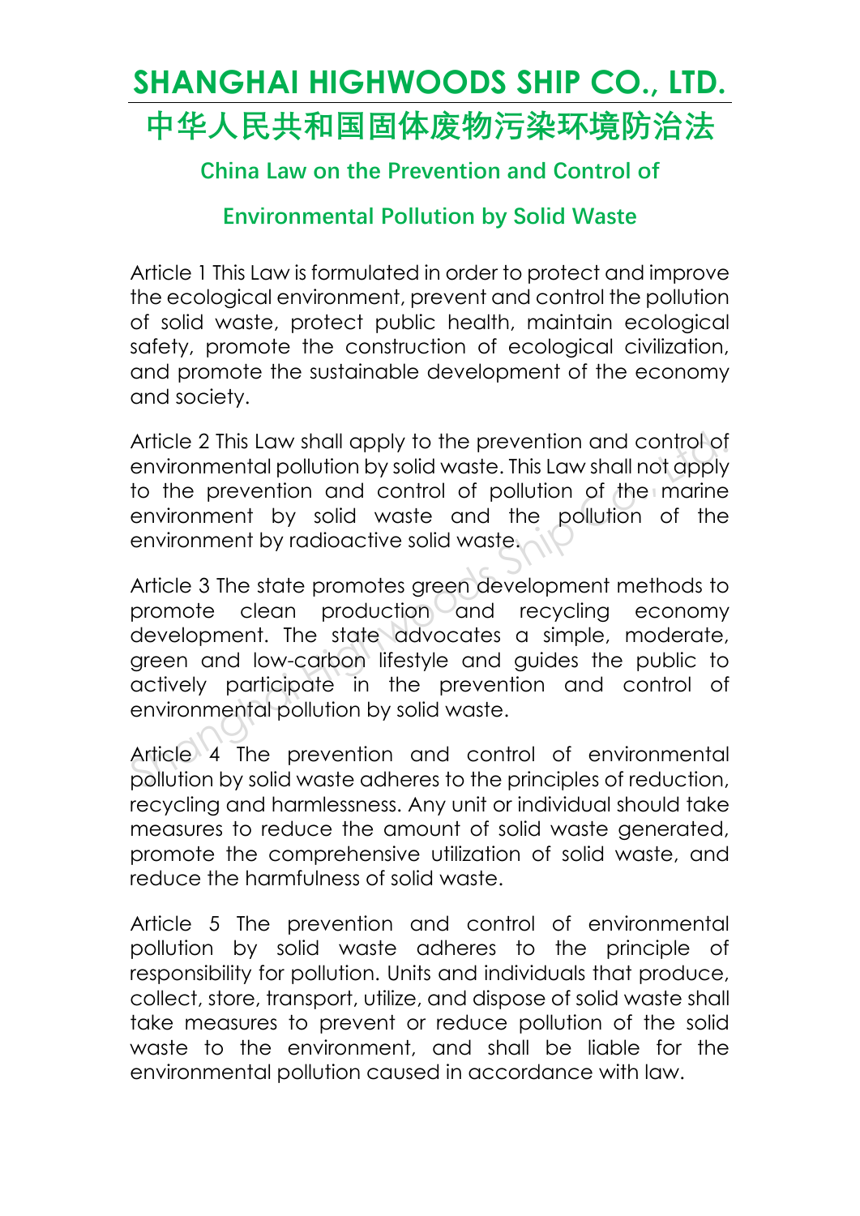# SHANGHAI HIGHWOODS SHIP CO., LTD.

# 中华人民共和国固体废物污染环境防治法

## China Law on the Prevention and Control of Environmental Pollution by Solid Waste

Article 1 This Law is formulated in order to protect and improve the ecological environment, prevent and control the pollution of solid waste, protect public health, maintain ecological safety, promote the construction of ecological civilization, and promote the sustainable development of the economy and society.

Article 2 This Law shall apply to the prevention and control of environmental pollution by solid waste. This Law shall not apply to the prevention and control of pollution of the marine environment by solid waste and the pollution of the environment by radioactive solid waste.

Article 3 The state promotes green development methods to promote clean production and recycling economy development. The state advocates a simple, moderate, green and low-carbon lifestyle and guides the public to actively participate in the prevention and control of environmental pollution by solid waste.

Article 4 The prevention and control of environmental pollution by solid waste adheres to the principles of reduction, recycling and harmlessness. Any unit or individual should take measures to reduce the amount of solid waste generated, promote the comprehensive utilization of solid waste, and reduce the harmfulness of solid waste.

Article 5 The prevention and control of environmental pollution by solid waste adheres to the principle of responsibility for pollution. Units and individuals that produce, collect, store, transport, utilize, and dispose of solid waste shall take measures to prevent or reduce pollution of the solid waste to the environment, and shall be liable for the environmental pollution caused in accordance with law.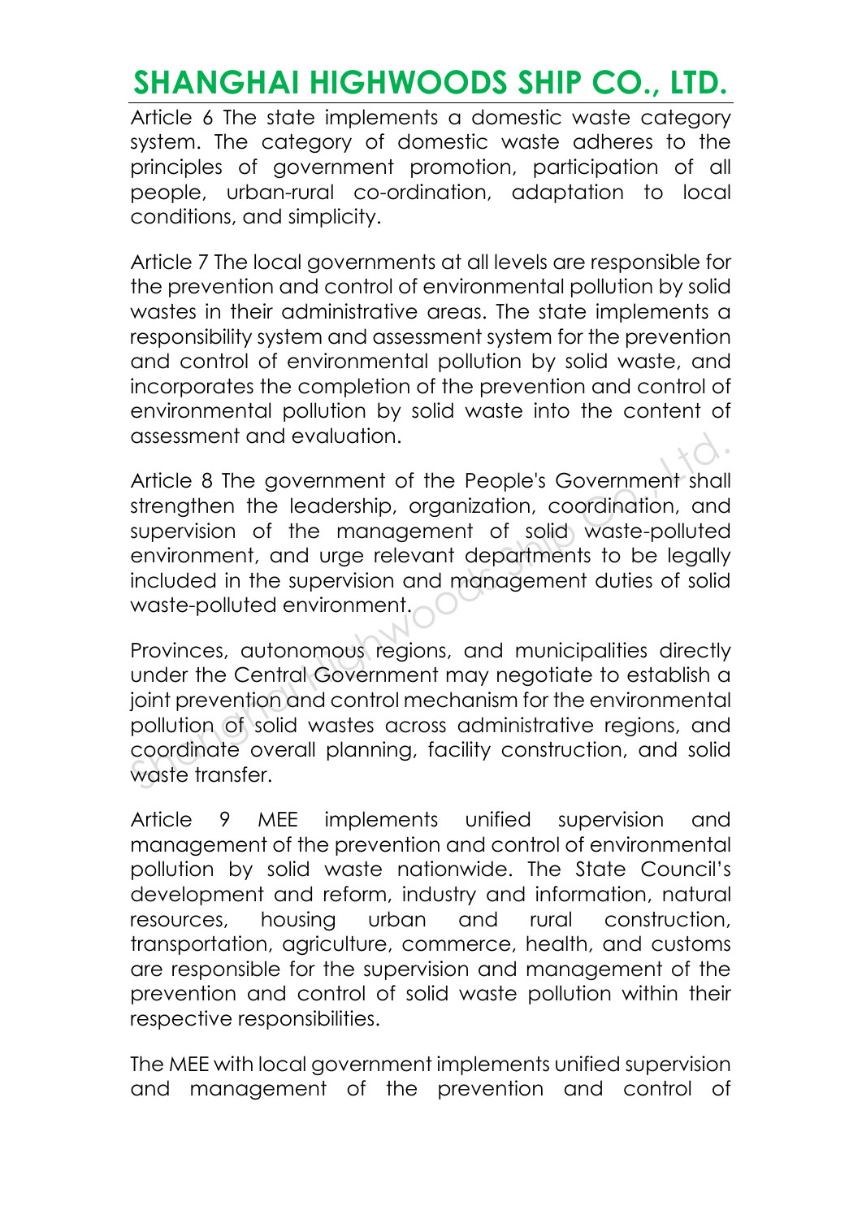Article 6 The state implements a domestic waste category system. The category of domestic waste adheres to the principles of government promotion, participation of all people, urban-rural co-ordination, adaptation to local conditions, and simplicity.

Article 7 The local governments at all levels are responsible for the prevention and control of environmental pollution by solid wastes in their administrative areas. The state implements a responsibility system and assessment system for the prevention and control of environmental pollution by solid waste, and incorporates the completion of the prevention and control of environmental pollution by solid waste into the content of assessment and evaluation.

Article 8 The government of the People's Government shall strengthen the leadership, organization, coordination, and supervision of the management of solid waste-polluted environment, and urge relevant departments to be legally included in the supervision and management duties of solid waste-polluted environment.

Provinces, autonomous regions, and municipalities directly under the Central Government may negotiate to establish a joint prevention and control mechanism for the environmental pollution of solid wastes across administrative regions, and coordinate overall planning, facility construction, and solid waste transfer.

Article 9 MEE implements unified supervision and management of the prevention and control of environmental pollution by solid waste nationwide. The State Council's development and reform, industry and information, natural resources, housing urban and rural construction, transportation, agriculture, commerce, health, and customs are responsible for the supervision and management of the prevention and control of solid waste pollution within their respective responsibilities.

The MEE with local government implements unified supervision and management of the prevention and control of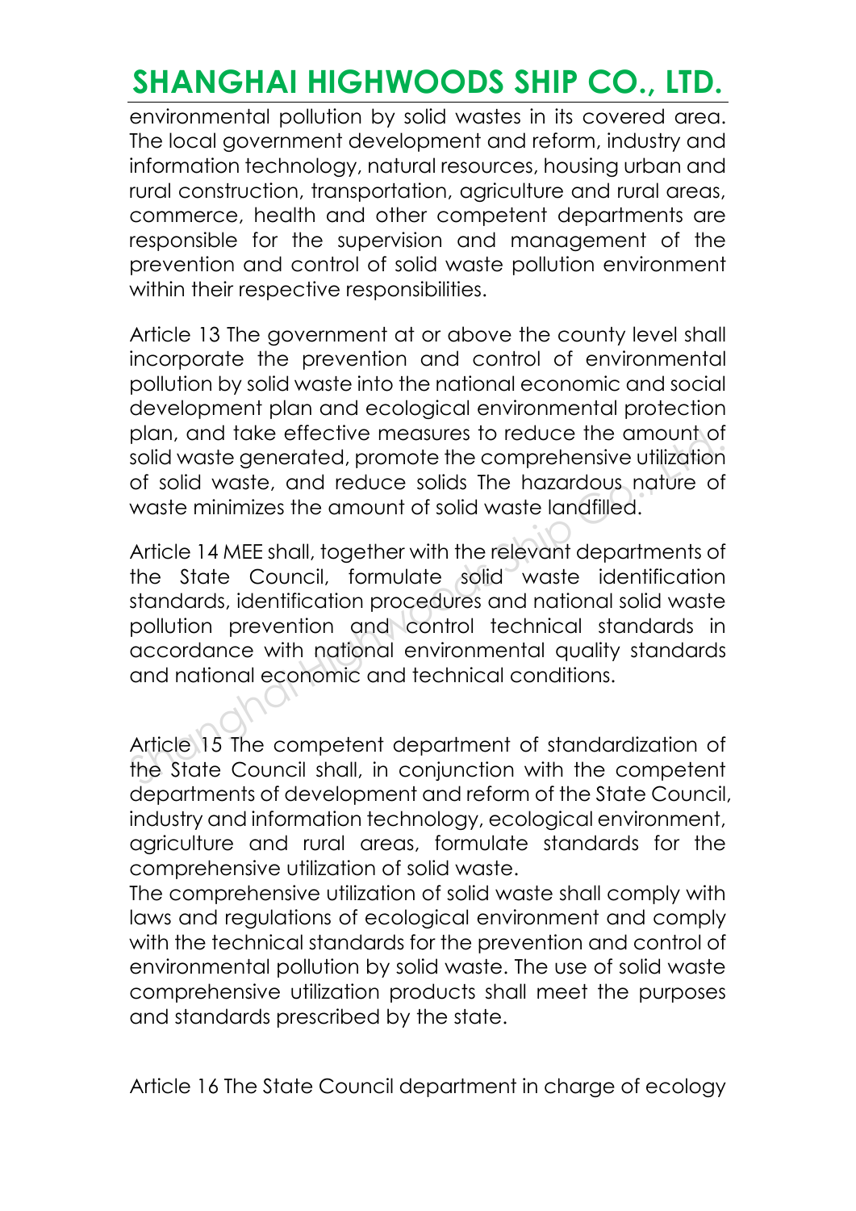environmental pollution by solid wastes in its covered area. The local government development and reform, industry and information technology, natural resources, housing urban and rural construction, transportation, agriculture and rural areas, commerce, health and other competent departments are responsible for the supervision and management of the prevention and control of solid waste pollution environment within their respective responsibilities.

Article 13 The government at or above the county level shall incorporate the prevention and control of environmental pollution by solid waste into the national economic and social development plan and ecological environmental protection plan, and take effective measures to reduce the amount of solid waste generated, promote the comprehensive utilization of solid waste, and reduce solids The hazardous nature of waste minimizes the amount of solid waste landfilled.

Article 14 MEE shall, together with the relevant departments of the State Council, formulate solid waste identification standards, identification procedures and national solid waste pollution prevention and control technical standards in accordance with national environmental quality standards and national economic and technical conditions.

Article 15 The competent department of standardization of the State Council shall, in conjunction with the competent departments of development and reform of the State Council, industry and information technology, ecological environment, agriculture and rural areas, formulate standards for the comprehensive utilization of solid waste.

The comprehensive utilization of solid waste shall comply with laws and regulations of ecological environment and comply with the technical standards for the prevention and control of environmental pollution by solid waste. The use of solid waste comprehensive utilization products shall meet the purposes and standards prescribed by the state.

Article 16 The State Council department in charge of ecology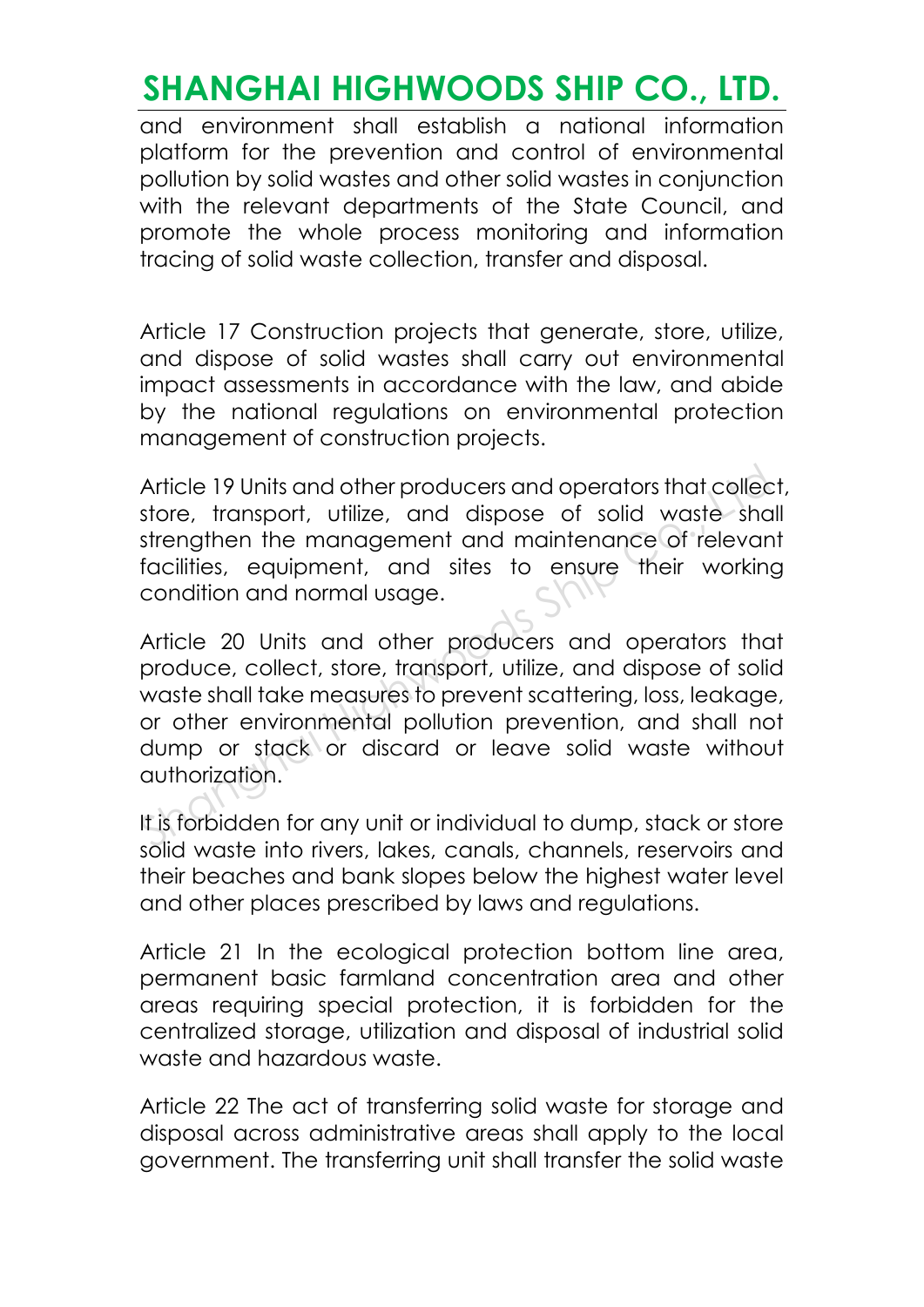and environment shall establish a national information platform for the prevention and control of environmental pollution by solid wastes and other solid wastes in conjunction with the relevant departments of the State Council, and promote the whole process monitoring and information tracing of solid waste collection, transfer and disposal.

Article 17 Construction projects that generate, store, utilize, and dispose of solid wastes shall carry out environmental impact assessments in accordance with the law, and abide by the national regulations on environmental protection management of construction projects.

Article 19 Units and other producers and operators that collect, store, transport, utilize, and dispose of solid waste shall strengthen the management and maintenance of relevant facilities, equipment, and sites to ensure their working condition and normal usage.

Article 20 Units and other producers and operators that produce, collect, store, transport, utilize, and dispose of solid waste shall take measures to prevent scattering, loss, leakage, or other environmental pollution prevention, and shall not dump or stack or discard or leave solid waste without authorization.

It is forbidden for any unit or individual to dump, stack or store solid waste into rivers, lakes, canals, channels, reservoirs and their beaches and bank slopes below the highest water level and other places prescribed by laws and regulations.

Article 21 In the ecological protection bottom line area, permanent basic farmland concentration area and other areas requiring special protection, it is forbidden for the centralized storage, utilization and disposal of industrial solid waste and hazardous waste.

Article 22 The act of transferring solid waste for storage and disposal across administrative areas shall apply to the local government. The transferring unit shall transfer the solid waste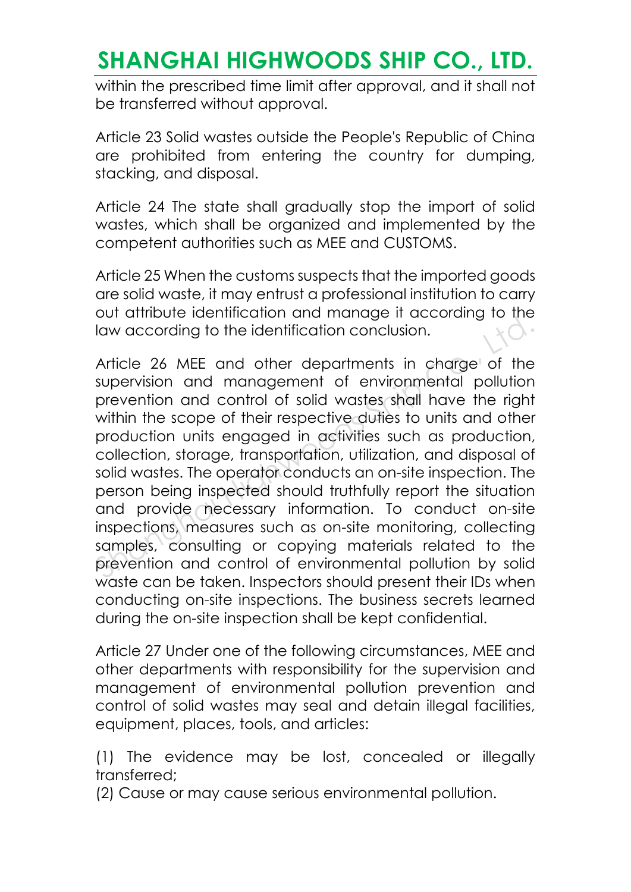within the prescribed time limit after approval, and it shall not be transferred without approval.

Article 23 Solid wastes outside the People's Republic of China are prohibited from entering the country for dumping, stacking, and disposal.

Article 24 The state shall gradually stop the import of solid wastes, which shall be organized and implemented by the competent authorities such as MEE and CUSTOMS.

Article 25 When the customs suspects that the imported goods are solid waste, it may entrust a professional institution to carry out attribute identification and manage it according to the law according to the identification conclusion.

Article 26 MEE and other departments in charge of the supervision and management of environmental pollution prevention and control of solid wastes shall have the right within the scope of their respective duties to units and other production units engaged in activities such as production, collection, storage, transportation, utilization, and disposal of solid wastes. The operator conducts an on-site inspection. The person being inspected should truthfully report the situation and provide necessary information. To conduct on-site inspections, measures such as on-site monitoring, collecting samples, consulting or copying materials related to the prevention and control of environmental pollution by solid waste can be taken. Inspectors should present their IDs when conducting on-site inspections. The business secrets learned during the on-site inspection shall be kept confidential.

Article 27 Under one of the following circumstances, MEE and other departments with responsibility for the supervision and management of environmental pollution prevention and control of solid wastes may seal and detain illegal facilities, equipment, places, tools, and articles:

(1) The evidence may be lost, concealed or illegally transferred;
(2) Cause or may cause serious environmental pollution.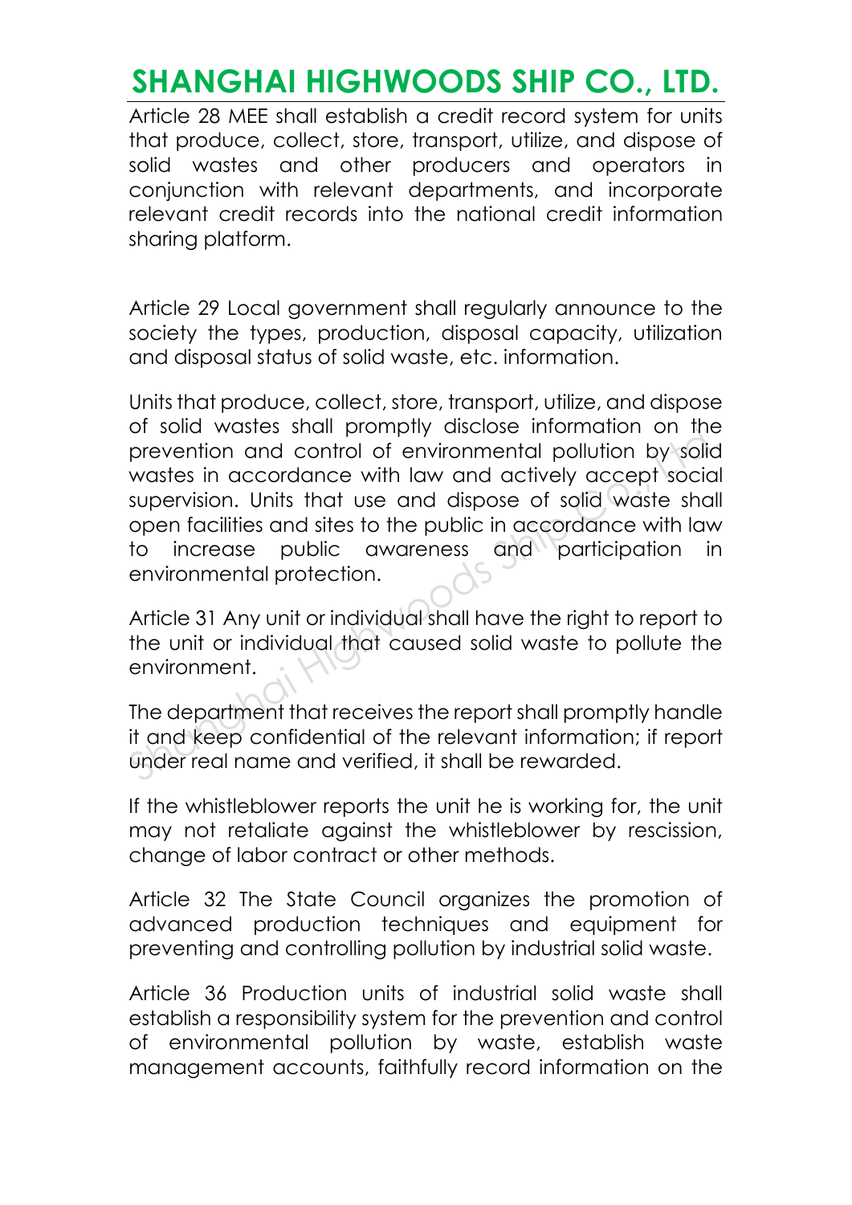Article 28 MEE shall establish a credit record system for units that produce, collect, store, transport, utilize, and dispose of solid wastes and other producers and operators in conjunction with relevant departments, and incorporate relevant credit records into the national credit information sharing platform.

Article 29 Local government shall regularly announce to the society the types, production, disposal capacity, utilization and disposal status of solid waste, etc. information.

Units that produce, collect, store, transport, utilize, and dispose of solid wastes shall promptly disclose information on the prevention and control of environmental pollution by solid wastes in accordance with law and actively accept social supervision. Units that use and dispose of solid waste shall open facilities and sites to the public in accordance with law to increase public awareness and participation in environmental protection.

Article 31 Any unit or individual shall have the right to report to the unit or individual that caused solid waste to pollute the environment.

The department that receives the report shall promptly handle it and keep confidential of the relevant information; if report under real name and verified, it shall be rewarded.

If the whistleblower reports the unit he is working for, the unit may not retaliate against the whistleblower by rescission, change of labor contract or other methods.

Article 32 The State Council organizes the promotion of advanced production techniques and equipment for preventing and controlling pollution by industrial solid waste.

Article 36 Production units of industrial solid waste shall establish a responsibility system for the prevention and control of environmental pollution by waste, establish waste management accounts, faithfully record information on the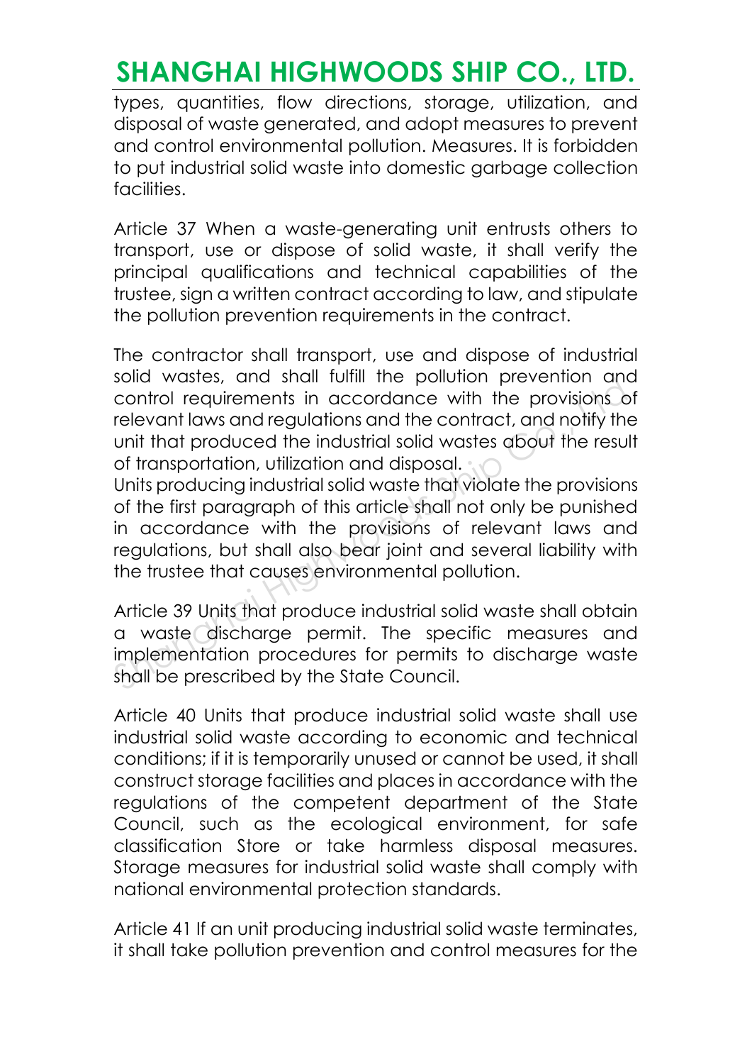types, quantities, flow directions, storage, utilization, and disposal of waste generated, and adopt measures to prevent and control environmental pollution. Measures. It is forbidden to put industrial solid waste into domestic garbage collection facilities.

Article 37 When a waste-generating unit entrusts others to transport, use or dispose of solid waste, it shall verify the principal qualifications and technical capabilities of the trustee, sign a written contract according to law, and stipulate the pollution prevention requirements in the contract.

The contractor shall transport, use and dispose of industrial solid wastes, and shall fulfill the pollution prevention and control requirements in accordance with the provisions of relevant laws and regulations and the contract, and notify the unit that produced the industrial solid wastes about the result of transportation, utilization and disposal.
Units producing industrial solid waste that violate the provisions of the first paragraph of this article shall not only be punished in accordance with the provisions of relevant laws and regulations, but shall also bear joint and several liability with the trustee that causes environmental pollution.

Article 39 Units that produce industrial solid waste shall obtain a waste discharge permit. The specific measures and implementation procedures for permits to discharge waste shall be prescribed by the State Council.

Article 40 Units that produce industrial solid waste shall use industrial solid waste according to economic and technical conditions; if it is temporarily unused or cannot be used, it shall construct storage facilities and places in accordance with the regulations of the competent department of the State Council, such as the ecological environment, for safe classification Store or take harmless disposal measures. Storage measures for industrial solid waste shall comply with national environmental protection standards.

Article 41 If an unit producing industrial solid waste terminates, it shall take pollution prevention and control measures for the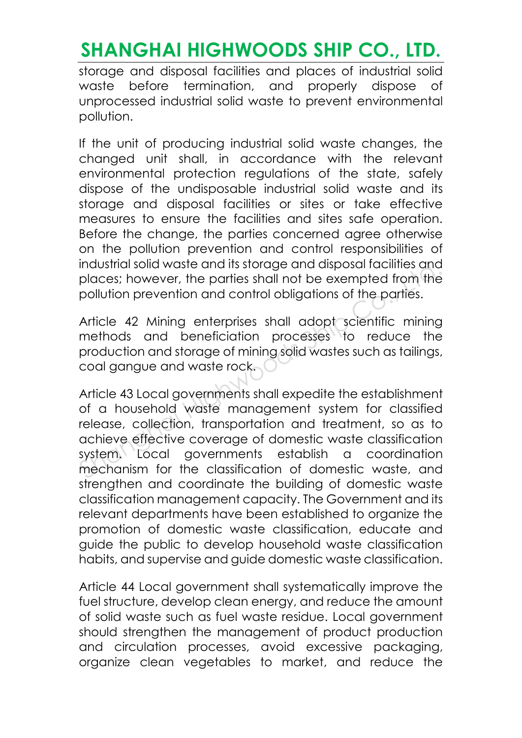storage and disposal facilities and places of industrial solid waste before termination, and properly dispose of unprocessed industrial solid waste to prevent environmental pollution.

If the unit of producing industrial solid waste changes, the changed unit shall, in accordance with the relevant environmental protection regulations of the state, safely dispose of the undisposable industrial solid waste and its storage and disposal facilities or sites or take effective measures to ensure the facilities and sites safe operation. Before the change, the parties concerned agree otherwise on the pollution prevention and control responsibilities of industrial solid waste and its storage and disposal facilities and places; however, the parties shall not be exempted from the pollution prevention and control obligations of the parties.

Article 42 Mining enterprises shall adopt scientific mining methods and beneficiation processes to reduce the production and storage of mining solid wastes such as tailings, coal gangue and waste rock.

Article 43 Local governments shall expedite the establishment of a household waste management system for classified release, collection, transportation and treatment, so as to achieve effective coverage of domestic waste classification system. Local governments establish a coordination mechanism for the classification of domestic waste, and strengthen and coordinate the building of domestic waste classification management capacity. The Government and its relevant departments have been established to organize the promotion of domestic waste classification, educate and guide the public to develop household waste classification habits, and supervise and guide domestic waste classification.

Article 44 Local government shall systematically improve the fuel structure, develop clean energy, and reduce the amount of solid waste such as fuel waste residue. Local government should strengthen the management of product production and circulation processes, avoid excessive packaging, organize clean vegetables to market, and reduce the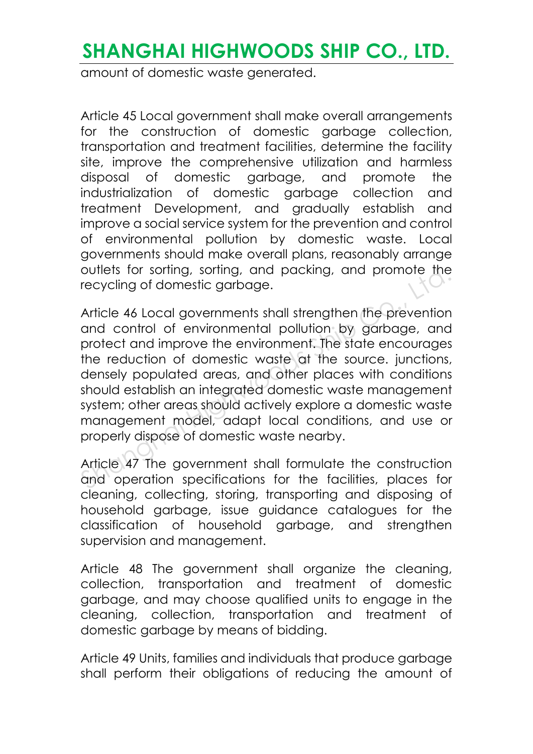amount of domestic waste generated.

Article 45 Local government shall make overall arrangements for the construction of domestic garbage collection, transportation and treatment facilities, determine the facility site, improve the comprehensive utilization and harmless disposal of domestic garbage, and promote the industrialization of domestic garbage collection and treatment Development, and gradually establish and improve a social service system for the prevention and control of environmental pollution by domestic waste. Local governments should make overall plans, reasonably arrange outlets for sorting, sorting, and packing, and promote the recycling of domestic garbage.

Article 46 Local governments shall strengthen the prevention and control of environmental pollution by garbage, and protect and improve the environment. The state encourages the reduction of domestic waste at the source. junctions, densely populated areas, and other places with conditions should establish an integrated domestic waste management system; other areas should actively explore a domestic waste management model, adapt local conditions, and use or properly dispose of domestic waste nearby.

Article 47 The government shall formulate the construction and operation specifications for the facilities, places for cleaning, collecting, storing, transporting and disposing of household garbage, issue guidance catalogues for the classification of household garbage, and strengthen supervision and management.

Article 48 The government shall organize the cleaning, collection, transportation and treatment of domestic garbage, and may choose qualified units to engage in the cleaning, collection, transportation and treatment of domestic garbage by means of bidding.

Article 49 Units, families and individuals that produce garbage shall perform their obligations of reducing the amount of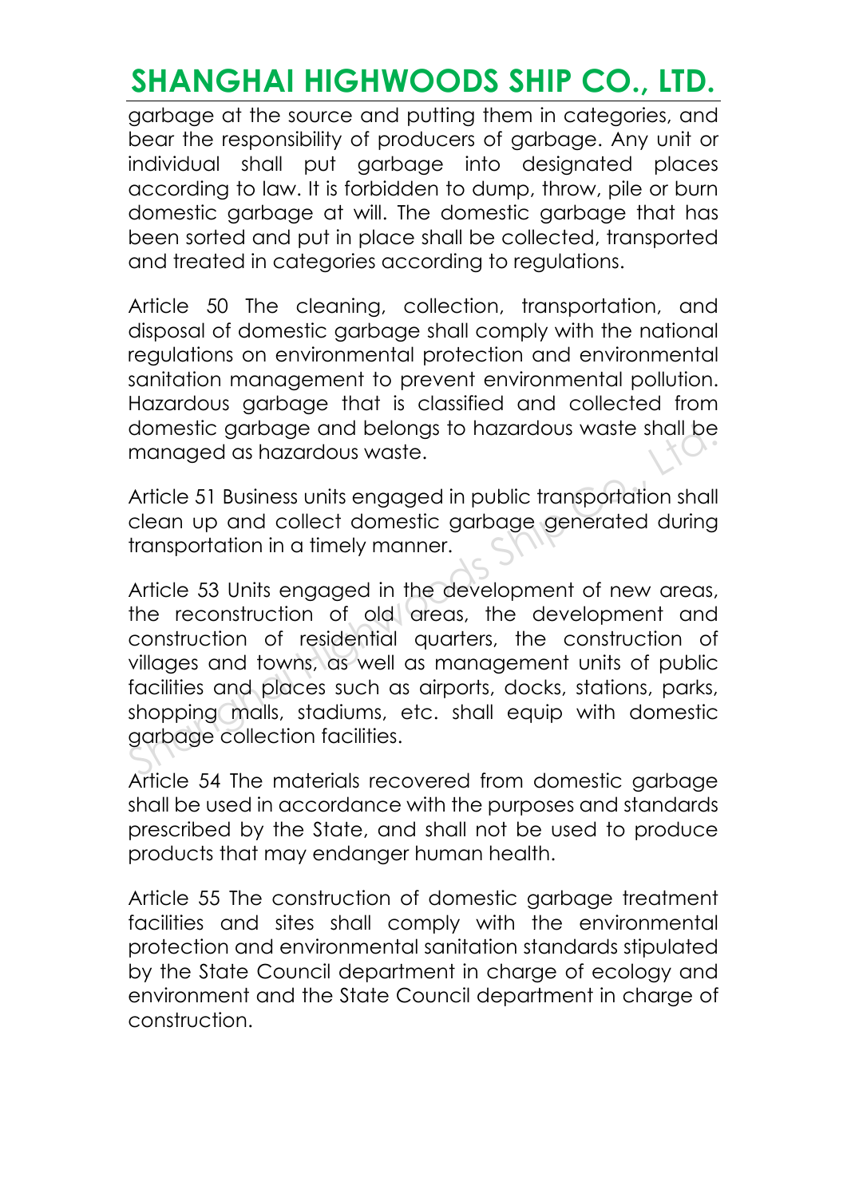garbage at the source and putting them in categories, and bear the responsibility of producers of garbage. Any unit or individual shall put garbage into designated places according to law. It is forbidden to dump, throw, pile or burn domestic garbage at will. The domestic garbage that has been sorted and put in place shall be collected, transported and treated in categories according to regulations.

Article 50 The cleaning, collection, transportation, and disposal of domestic garbage shall comply with the national regulations on environmental protection and environmental sanitation management to prevent environmental pollution. Hazardous garbage that is classified and collected from domestic garbage and belongs to hazardous waste shall be managed as hazardous waste.

Article 51 Business units engaged in public transportation shall clean up and collect domestic garbage generated during transportation in a timely manner.

Article 53 Units engaged in the development of new areas, the reconstruction of old areas, the development and construction of residential quarters, the construction of villages and towns, as well as management units of public facilities and places such as airports, docks, stations, parks, shopping malls, stadiums, etc. shall equip with domestic garbage collection facilities.

Article 54 The materials recovered from domestic garbage shall be used in accordance with the purposes and standards prescribed by the State, and shall not be used to produce products that may endanger human health.

Article 55 The construction of domestic garbage treatment facilities and sites shall comply with the environmental protection and environmental sanitation standards stipulated by the State Council department in charge of ecology and environment and the State Council department in charge of construction.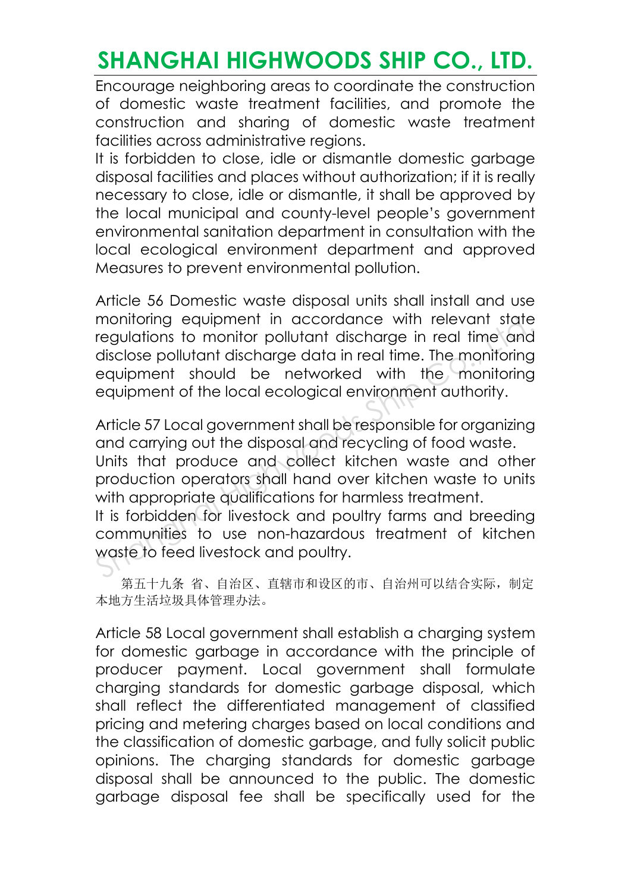Encourage neighboring areas to coordinate the construction of domestic waste treatment facilities, and promote the construction and sharing of domestic waste treatment facilities across administrative regions.

It is forbidden to close, idle or dismantle domestic garbage disposal facilities and places without authorization; if it is really necessary to close, idle or dismantle, it shall be approved by the local municipal and county-level people's government environmental sanitation department in consultation with the local ecological environment department and approved Measures to prevent environmental pollution.

Article 56 Domestic waste disposal units shall install and use monitoring equipment in accordance with relevant state regulations to monitor pollutant discharge in real time and disclose pollutant discharge data in real time. The monitoring equipment should be networked with the monitoring equipment of the local ecological environment authority.

Article 57 Local government shall be responsible for organizing and carrying out the disposal and recycling of food waste.

Units that produce and collect kitchen waste and other production operators shall hand over kitchen waste to units with appropriate qualifications for harmless treatment.

It is forbidden for livestock and poultry farms and breeding communities to use non-hazardous treatment of kitchen waste to feed livestock and poultry.

第五十九条 省、自治区、直辖市和设区的市、自治州可以结合实际，制定本地方生活垃圾具体管理办法。

Article 58 Local government shall establish a charging system for domestic garbage in accordance with the principle of producer payment. Local government shall formulate charging standards for domestic garbage disposal, which shall reflect the differentiated management of classified pricing and metering charges based on local conditions and the classification of domestic garbage, and fully solicit public opinions. The charging standards for domestic garbage disposal shall be announced to the public. The domestic garbage disposal fee shall be specifically used for the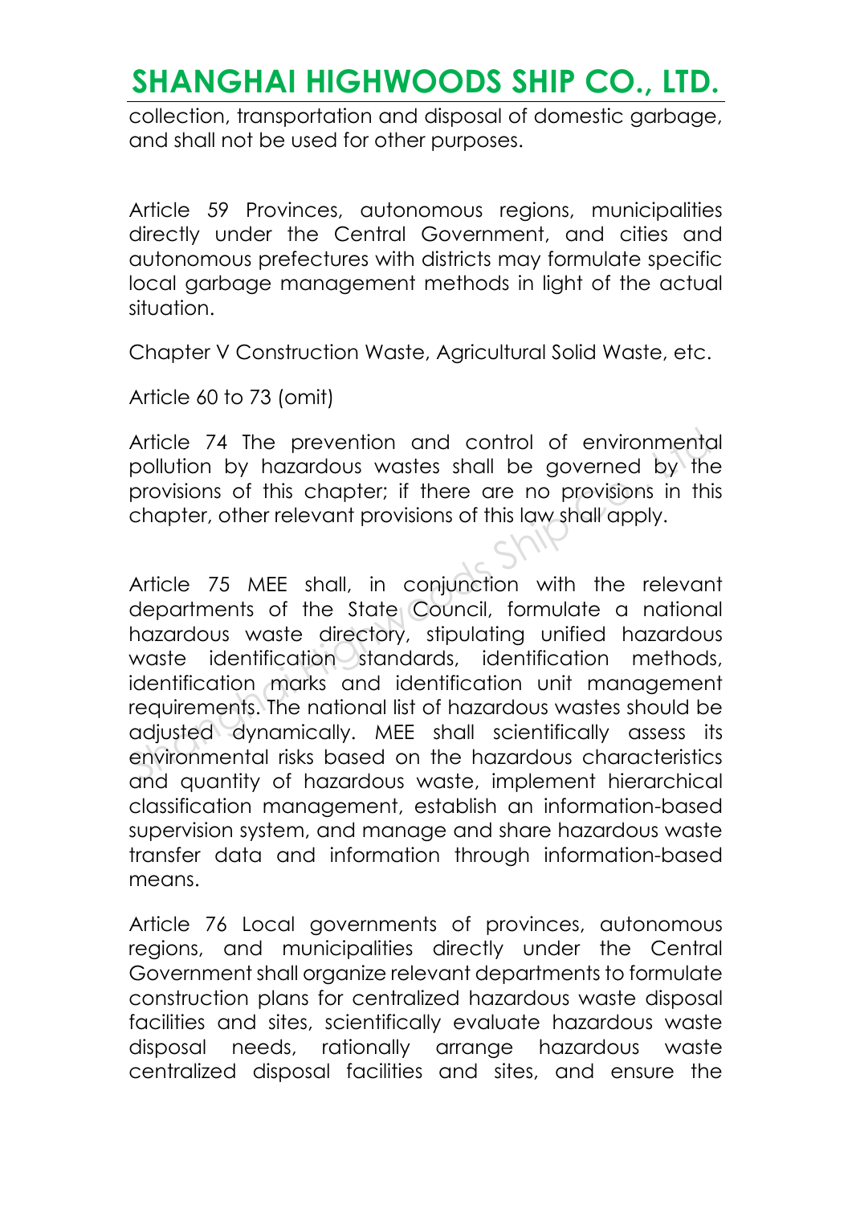collection, transportation and disposal of domestic garbage, and shall not be used for other purposes.

Article 59 Provinces, autonomous regions, municipalities directly under the Central Government, and cities and autonomous prefectures with districts may formulate specific local garbage management methods in light of the actual situation.

Chapter V Construction Waste, Agricultural Solid Waste, etc.

Article 60 to 73 (omit)

Article 74 The prevention and control of environmental pollution by hazardous wastes shall be governed by the provisions of this chapter; if there are no provisions in this chapter, other relevant provisions of this law shall apply.

Article 75 MEE shall, in conjunction with the relevant departments of the State Council, formulate a national hazardous waste directory, stipulating unified hazardous waste identification standards, identification methods, identification marks and identification unit management requirements. The national list of hazardous wastes should be adjusted dynamically. MEE shall scientifically assess its environmental risks based on the hazardous characteristics and quantity of hazardous waste, implement hierarchical classification management, establish an information-based supervision system, and manage and share hazardous waste transfer data and information through information-based means.

Article 76 Local governments of provinces, autonomous regions, and municipalities directly under the Central Government shall organize relevant departments to formulate construction plans for centralized hazardous waste disposal facilities and sites, scientifically evaluate hazardous waste disposal needs, rationally arrange hazardous waste centralized disposal facilities and sites, and ensure the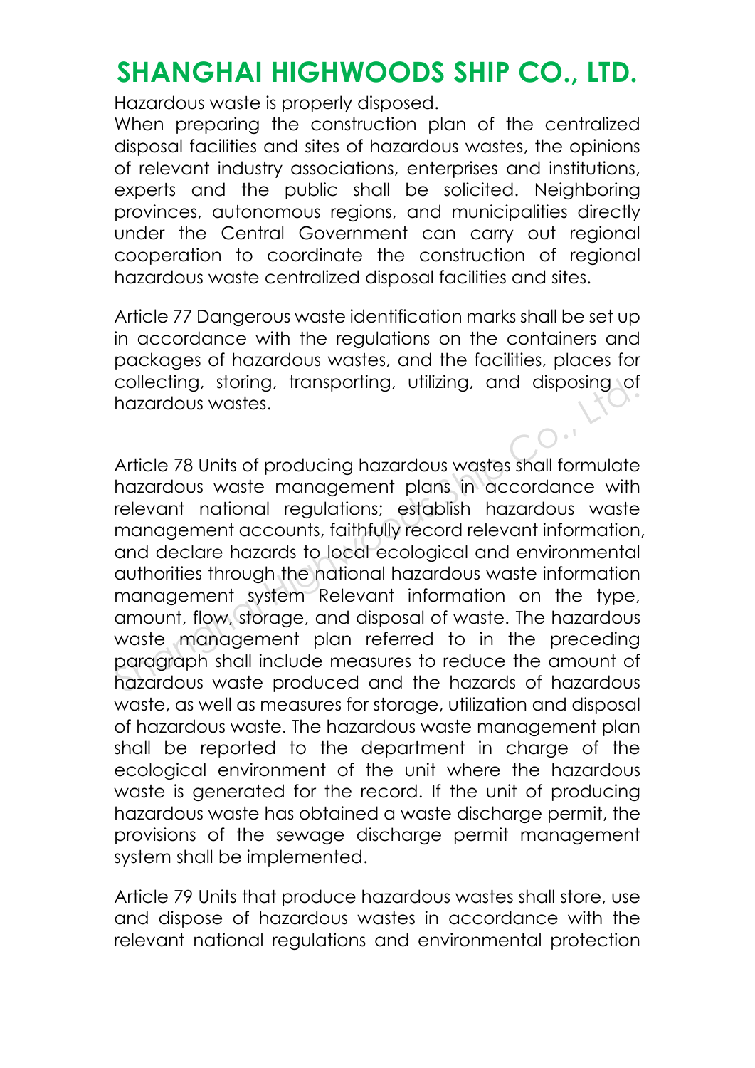Hazardous waste is properly disposed.

When preparing the construction plan of the centralized disposal facilities and sites of hazardous wastes, the opinions of relevant industry associations, enterprises and institutions, experts and the public shall be solicited. Neighboring provinces, autonomous regions, and municipalities directly under the Central Government can carry out regional cooperation to coordinate the construction of regional hazardous waste centralized disposal facilities and sites.

Article 77 Dangerous waste identification marks shall be set up in accordance with the regulations on the containers and packages of hazardous wastes, and the facilities, places for collecting, storing, transporting, utilizing, and disposing of hazardous wastes.

Article 78 Units of producing hazardous wastes shall formulate hazardous waste management plans in accordance with relevant national regulations; establish hazardous waste management accounts, faithfully record relevant information, and declare hazards to local ecological and environmental authorities through the national hazardous waste information management system Relevant information on the type, amount, flow, storage, and disposal of waste. The hazardous waste management plan referred to in the preceding paragraph shall include measures to reduce the amount of hazardous waste produced and the hazards of hazardous waste, as well as measures for storage, utilization and disposal of hazardous waste. The hazardous waste management plan shall be reported to the department in charge of the ecological environment of the unit where the hazardous waste is generated for the record. If the unit of producing hazardous waste has obtained a waste discharge permit, the provisions of the sewage discharge permit management system shall be implemented.

Article 79 Units that produce hazardous wastes shall store, use and dispose of hazardous wastes in accordance with the relevant national regulations and environmental protection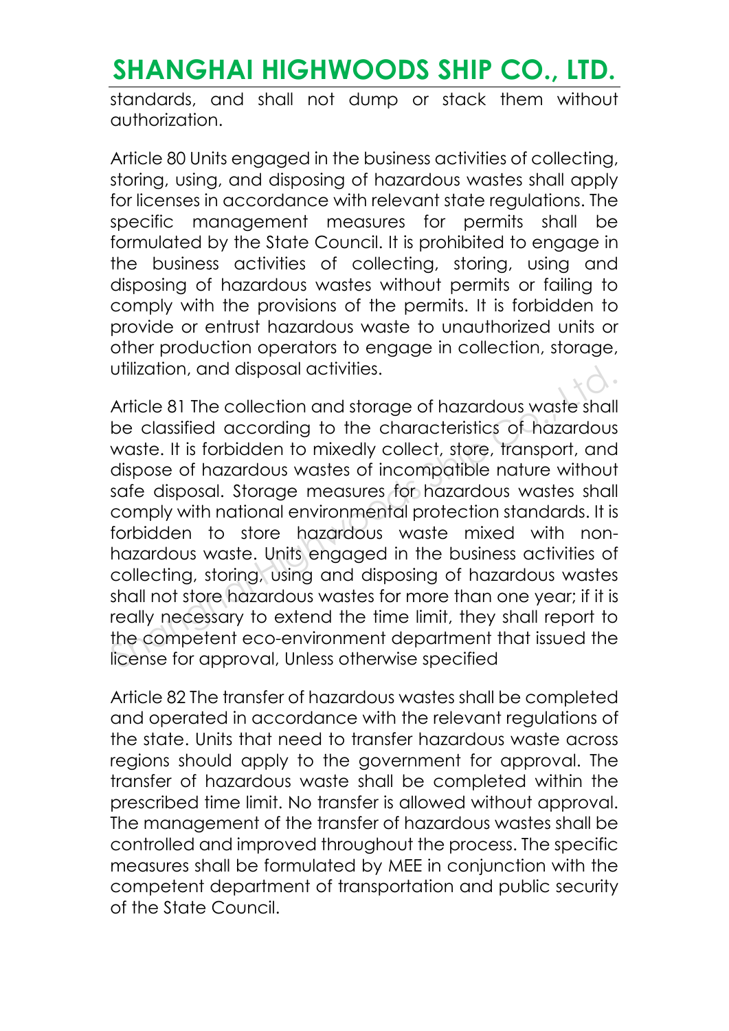standards, and shall not dump or stack them without authorization.

Article 80 Units engaged in the business activities of collecting, storing, using, and disposing of hazardous wastes shall apply for licenses in accordance with relevant state regulations. The specific management measures for permits shall be formulated by the State Council. It is prohibited to engage in the business activities of collecting, storing, using and disposing of hazardous wastes without permits or failing to comply with the provisions of the permits. It is forbidden to provide or entrust hazardous waste to unauthorized units or other production operators to engage in collection, storage, utilization, and disposal activities.

Article 81 The collection and storage of hazardous waste shall be classified according to the characteristics of hazardous waste. It is forbidden to mixedly collect, store, transport, and dispose of hazardous wastes of incompatible nature without safe disposal. Storage measures for hazardous wastes shall comply with national environmental protection standards. It is forbidden to store hazardous waste mixed with non-hazardous waste. Units engaged in the business activities of collecting, storing, using and disposing of hazardous wastes shall not store hazardous wastes for more than one year; if it is really necessary to extend the time limit, they shall report to the competent eco-environment department that issued the license for approval, Unless otherwise specified

Article 82 The transfer of hazardous wastes shall be completed and operated in accordance with the relevant regulations of the state. Units that need to transfer hazardous waste across regions should apply to the government for approval. The transfer of hazardous waste shall be completed within the prescribed time limit. No transfer is allowed without approval. The management of the transfer of hazardous wastes shall be controlled and improved throughout the process. The specific measures shall be formulated by MEE in conjunction with the competent department of transportation and public security of the State Council.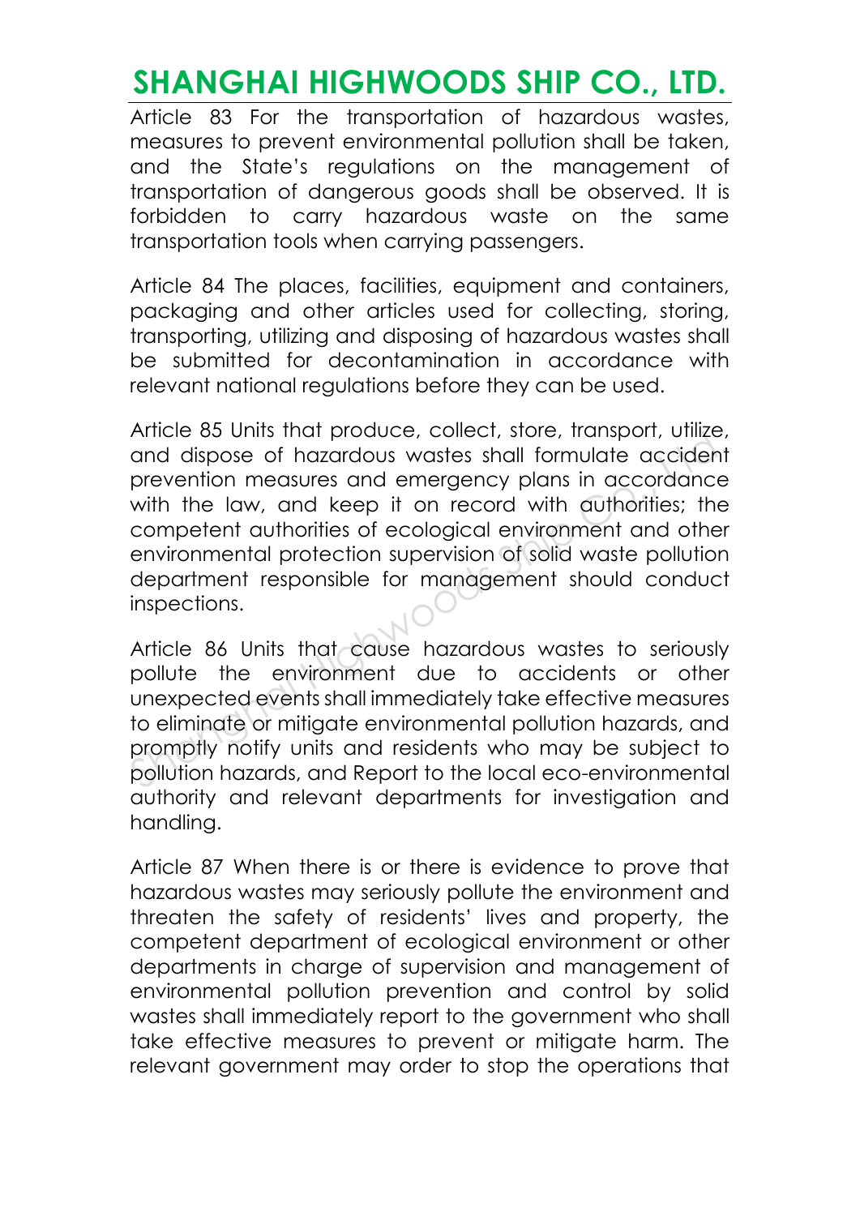Article 83 For the transportation of hazardous wastes, measures to prevent environmental pollution shall be taken, and the State's regulations on the management of transportation of dangerous goods shall be observed. It is forbidden to carry hazardous waste on the same transportation tools when carrying passengers.

Article 84 The places, facilities, equipment and containers, packaging and other articles used for collecting, storing, transporting, utilizing and disposing of hazardous wastes shall be submitted for decontamination in accordance with relevant national regulations before they can be used.

Article 85 Units that produce, collect, store, transport, utilize, and dispose of hazardous wastes shall formulate accident prevention measures and emergency plans in accordance with the law, and keep it on record with authorities; the competent authorities of ecological environment and other environmental protection supervision of solid waste pollution department responsible for management should conduct inspections.

Article 86 Units that cause hazardous wastes to seriously pollute the environment due to accidents or other unexpected events shall immediately take effective measures to eliminate or mitigate environmental pollution hazards, and promptly notify units and residents who may be subject to pollution hazards, and Report to the local eco-environmental authority and relevant departments for investigation and handling.

Article 87 When there is or there is evidence to prove that hazardous wastes may seriously pollute the environment and threaten the safety of residents' lives and property, the competent department of ecological environment or other departments in charge of supervision and management of environmental pollution prevention and control by solid wastes shall immediately report to the government who shall take effective measures to prevent or mitigate harm. The relevant government may order to stop the operations that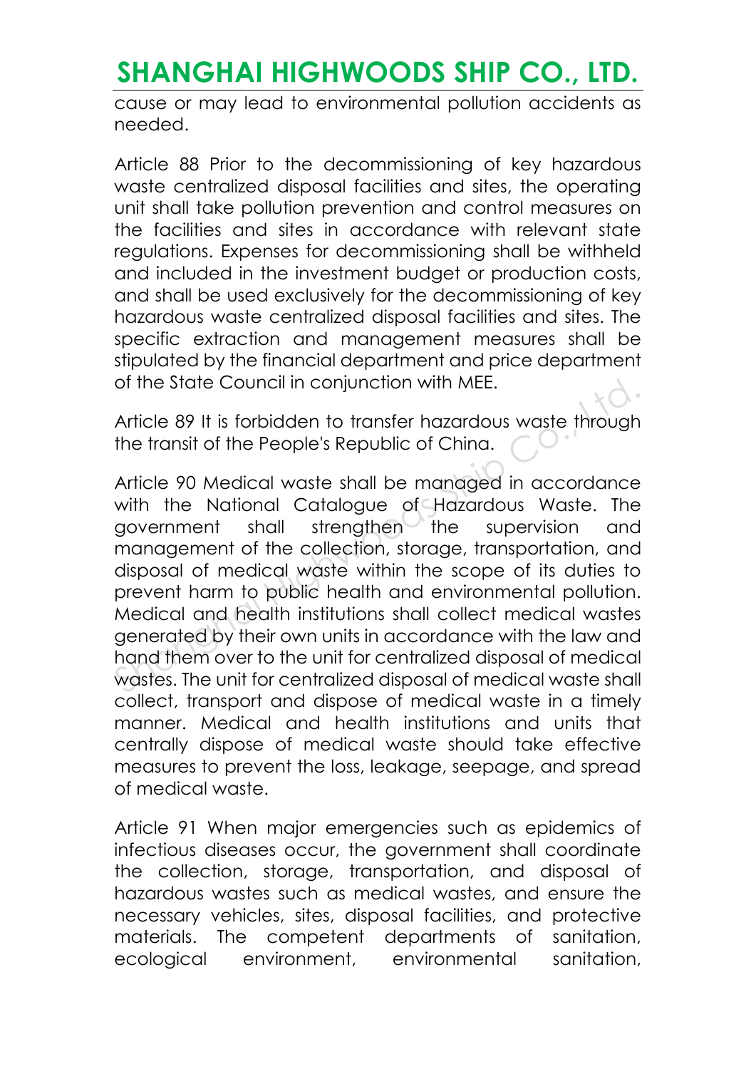cause or may lead to environmental pollution accidents as needed.

Article 88 Prior to the decommissioning of key hazardous waste centralized disposal facilities and sites, the operating unit shall take pollution prevention and control measures on the facilities and sites in accordance with relevant state regulations. Expenses for decommissioning shall be withheld and included in the investment budget or production costs, and shall be used exclusively for the decommissioning of key hazardous waste centralized disposal facilities and sites. The specific extraction and management measures shall be stipulated by the financial department and price department of the State Council in conjunction with MEE.

Article 89 It is forbidden to transfer hazardous waste through the transit of the People's Republic of China.

Article 90 Medical waste shall be managed in accordance with the National Catalogue of Hazardous Waste. The government shall strengthen the supervision and management of the collection, storage, transportation, and disposal of medical waste within the scope of its duties to prevent harm to public health and environmental pollution. Medical and health institutions shall collect medical wastes generated by their own units in accordance with the law and hand them over to the unit for centralized disposal of medical wastes. The unit for centralized disposal of medical waste shall collect, transport and dispose of medical waste in a timely manner. Medical and health institutions and units that centrally dispose of medical waste should take effective measures to prevent the loss, leakage, seepage, and spread of medical waste.

Article 91 When major emergencies such as epidemics of infectious diseases occur, the government shall coordinate the collection, storage, transportation, and disposal of hazardous wastes such as medical wastes, and ensure the necessary vehicles, sites, disposal facilities, and protective materials. The competent departments of sanitation, ecological environment, environmental sanitation,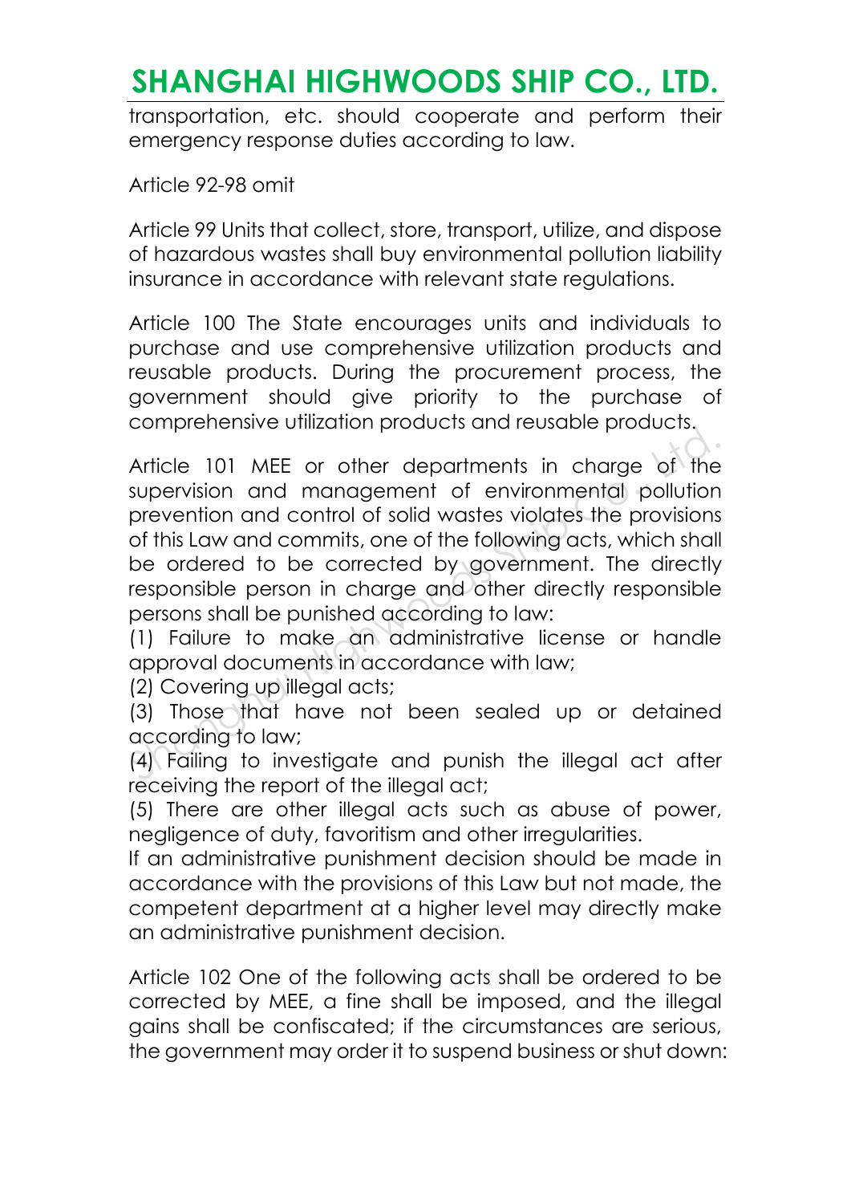transportation, etc. should cooperate and perform their emergency response duties according to law.

Article 92-98 omit

Article 99 Units that collect, store, transport, utilize, and dispose of hazardous wastes shall buy environmental pollution liability insurance in accordance with relevant state regulations.

Article 100 The State encourages units and individuals to purchase and use comprehensive utilization products and reusable products. During the procurement process, the government should give priority to the purchase of comprehensive utilization products and reusable products.

Article 101 MEE or other departments in charge of the supervision and management of environmental pollution prevention and control of solid wastes violates the provisions of this Law and commits, one of the following acts, which shall be ordered to be corrected by government. The directly responsible person in charge and other directly responsible persons shall be punished according to law:
(1) Failure to make an administrative license or handle approval documents in accordance with law;
(2) Covering up illegal acts;
(3) Those that have not been sealed up or detained according to law;
(4) Failing to investigate and punish the illegal act after receiving the report of the illegal act;
(5) There are other illegal acts such as abuse of power, negligence of duty, favoritism and other irregularities.
If an administrative punishment decision should be made in accordance with the provisions of this Law but not made, the competent department at a higher level may directly make an administrative punishment decision.

Article 102 One of the following acts shall be ordered to be corrected by MEE, a fine shall be imposed, and the illegal gains shall be confiscated; if the circumstances are serious, the government may order it to suspend business or shut down: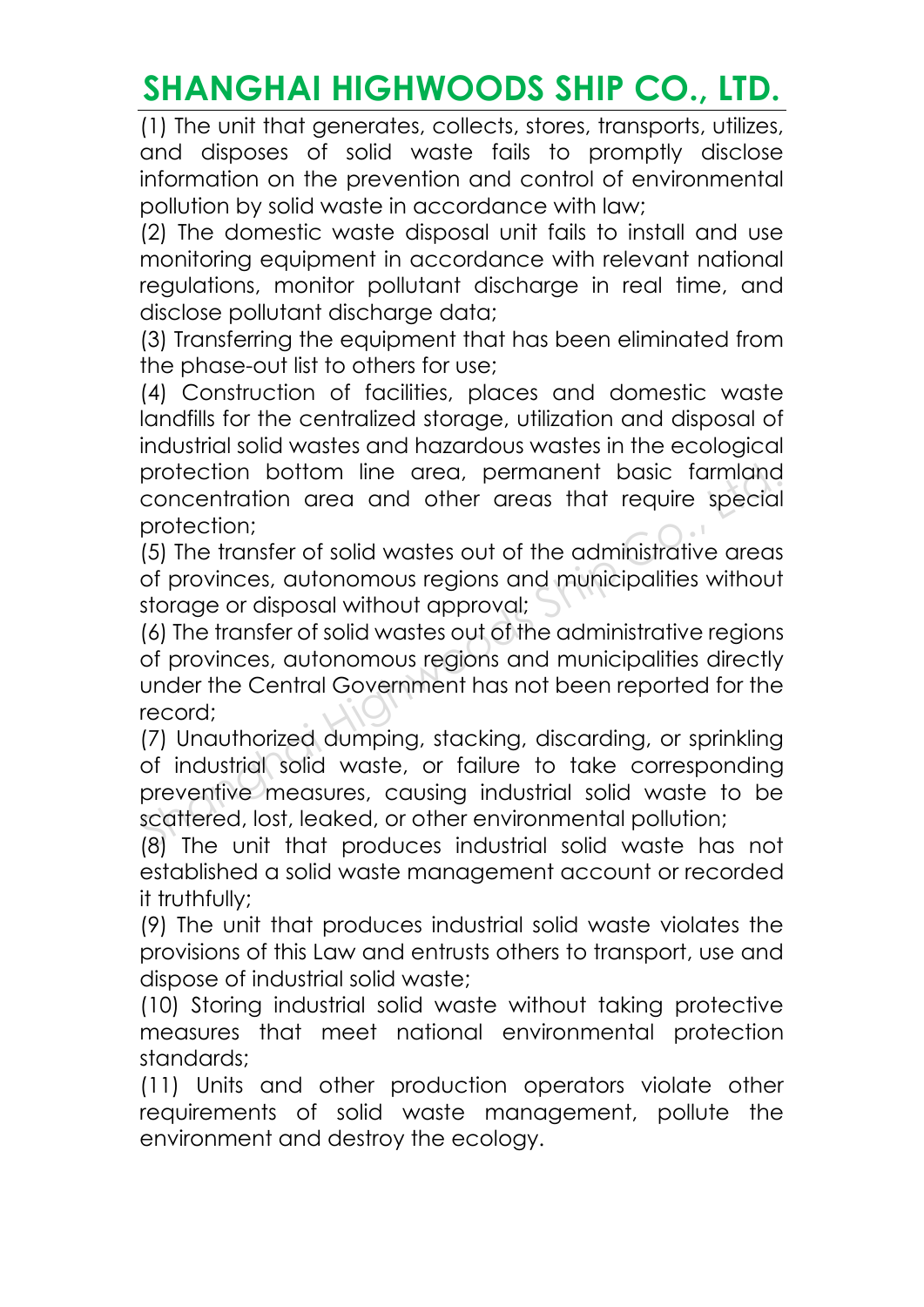(1) The unit that generates, collects, stores, transports, utilizes, and disposes of solid waste fails to promptly disclose information on the prevention and control of environmental pollution by solid waste in accordance with law;

(2) The domestic waste disposal unit fails to install and use monitoring equipment in accordance with relevant national regulations, monitor pollutant discharge in real time, and disclose pollutant discharge data;

(3) Transferring the equipment that has been eliminated from the phase-out list to others for use;

(4) Construction of facilities, places and domestic waste landfills for the centralized storage, utilization and disposal of industrial solid wastes and hazardous wastes in the ecological protection bottom line area, permanent basic farmland concentration area and other areas that require special protection;

(5) The transfer of solid wastes out of the administrative areas of provinces, autonomous regions and municipalities without storage or disposal without approval;

(6) The transfer of solid wastes out of the administrative regions of provinces, autonomous regions and municipalities directly under the Central Government has not been reported for the record;

(7) Unauthorized dumping, stacking, discarding, or sprinkling of industrial solid waste, or failure to take corresponding preventive measures, causing industrial solid waste to be scattered, lost, leaked, or other environmental pollution;

(8) The unit that produces industrial solid waste has not established a solid waste management account or recorded it truthfully;

(9) The unit that produces industrial solid waste violates the provisions of this Law and entrusts others to transport, use and dispose of industrial solid waste;

(10) Storing industrial solid waste without taking protective measures that meet national environmental protection standards;

(11) Units and other production operators violate other requirements of solid waste management, pollute the environment and destroy the ecology.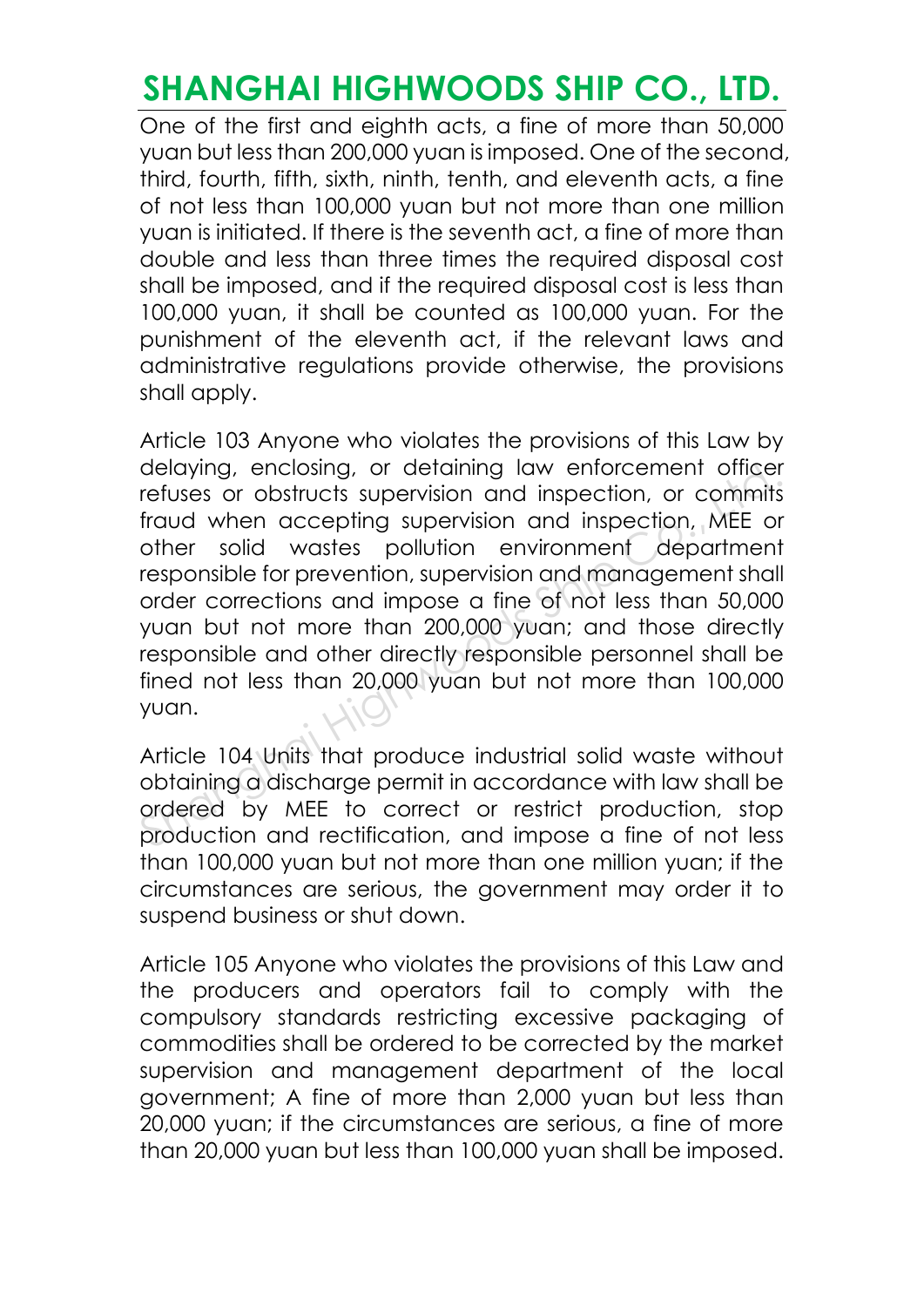One of the first and eighth acts, a fine of more than 50,000 yuan but less than 200,000 yuan is imposed. One of the second, third, fourth, fifth, sixth, ninth, tenth, and eleventh acts, a fine of not less than 100,000 yuan but not more than one million yuan is initiated. If there is the seventh act, a fine of more than double and less than three times the required disposal cost shall be imposed, and if the required disposal cost is less than 100,000 yuan, it shall be counted as 100,000 yuan. For the punishment of the eleventh act, if the relevant laws and administrative regulations provide otherwise, the provisions shall apply.

Article 103 Anyone who violates the provisions of this Law by delaying, enclosing, or detaining law enforcement officer refuses or obstructs supervision and inspection, or commits fraud when accepting supervision and inspection, MEE or other solid wastes pollution environment department responsible for prevention, supervision and management shall order corrections and impose a fine of not less than 50,000 yuan but not more than 200,000 yuan; and those directly responsible and other directly responsible personnel shall be fined not less than 20,000 yuan but not more than 100,000 yuan.

Article 104 Units that produce industrial solid waste without obtaining a discharge permit in accordance with law shall be ordered by MEE to correct or restrict production, stop production and rectification, and impose a fine of not less than 100,000 yuan but not more than one million yuan; if the circumstances are serious, the government may order it to suspend business or shut down.

Article 105 Anyone who violates the provisions of this Law and the producers and operators fail to comply with the compulsory standards restricting excessive packaging of commodities shall be ordered to be corrected by the market supervision and management department of the local government; A fine of more than 2,000 yuan but less than 20,000 yuan; if the circumstances are serious, a fine of more than 20,000 yuan but less than 100,000 yuan shall be imposed.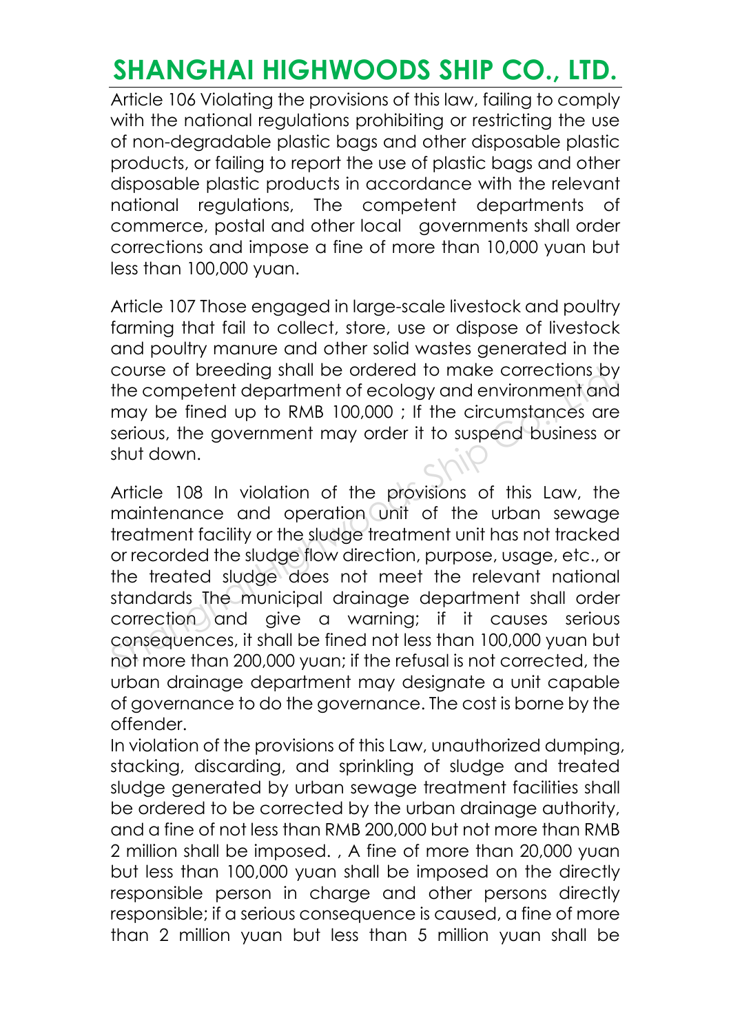Article 106 Violating the provisions of this law, failing to comply with the national regulations prohibiting or restricting the use of non-degradable plastic bags and other disposable plastic products, or failing to report the use of plastic bags and other disposable plastic products in accordance with the relevant national regulations, The competent departments of commerce, postal and other local governments shall order corrections and impose a fine of more than 10,000 yuan but less than 100,000 yuan.

Article 107 Those engaged in large-scale livestock and poultry farming that fail to collect, store, use or dispose of livestock and poultry manure and other solid wastes generated in the course of breeding shall be ordered to make corrections by the competent department of ecology and environment and may be fined up to RMB 100,000 ; If the circumstances are serious, the government may order it to suspend business or shut down.

Article 108 In violation of the provisions of this Law, the maintenance and operation unit of the urban sewage treatment facility or the sludge treatment unit has not tracked or recorded the sludge flow direction, purpose, usage, etc., or the treated sludge does not meet the relevant national standards The municipal drainage department shall order correction and give a warning; if it causes serious consequences, it shall be fined not less than 100,000 yuan but not more than 200,000 yuan; if the refusal is not corrected, the urban drainage department may designate a unit capable of governance to do the governance. The cost is borne by the offender.

In violation of the provisions of this Law, unauthorized dumping, stacking, discarding, and sprinkling of sludge and treated sludge generated by urban sewage treatment facilities shall be ordered to be corrected by the urban drainage authority, and a fine of not less than RMB 200,000 but not more than RMB 2 million shall be imposed. , A fine of more than 20,000 yuan but less than 100,000 yuan shall be imposed on the directly responsible person in charge and other persons directly responsible; if a serious consequence is caused, a fine of more than 2 million yuan but less than 5 million yuan shall be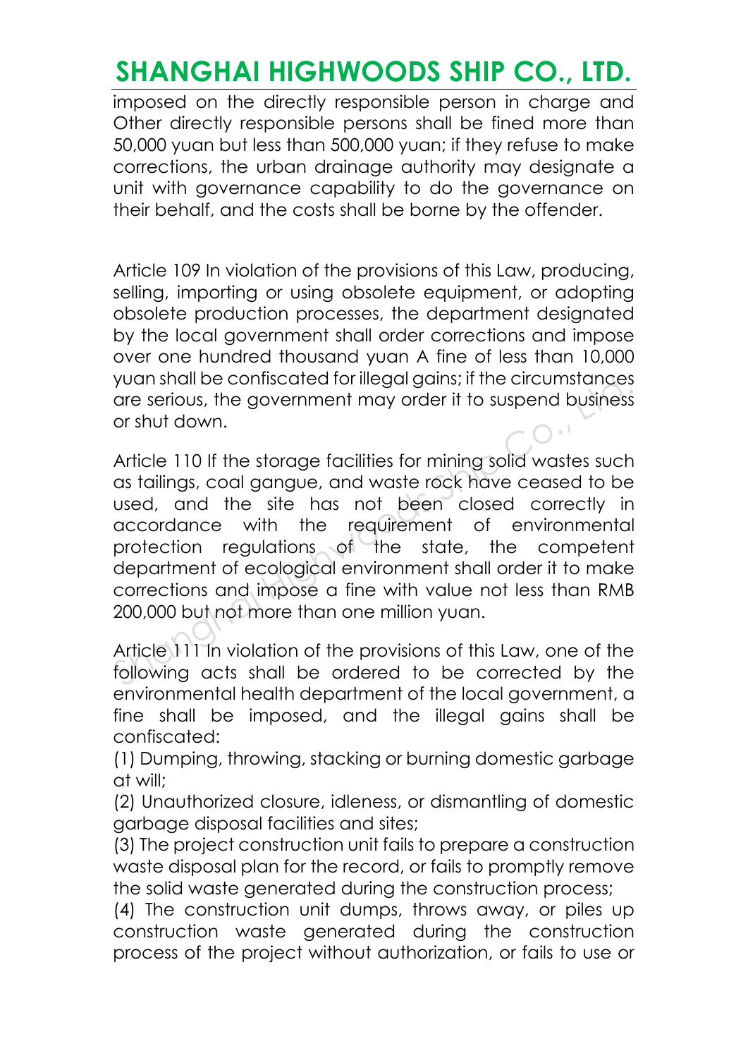imposed on the directly responsible person in charge and Other directly responsible persons shall be fined more than 50,000 yuan but less than 500,000 yuan; if they refuse to make corrections, the urban drainage authority may designate a unit with governance capability to do the governance on their behalf, and the costs shall be borne by the offender.

Article 109 In violation of the provisions of this Law, producing, selling, importing or using obsolete equipment, or adopting obsolete production processes, the department designated by the local government shall order corrections and impose over one hundred thousand yuan A fine of less than 10,000 yuan shall be confiscated for illegal gains; if the circumstances are serious, the government may order it to suspend business or shut down.

Article 110 If the storage facilities for mining solid wastes such as tailings, coal gangue, and waste rock have ceased to be used, and the site has not been closed correctly in accordance with the requirement of environmental protection regulations of the state, the competent department of ecological environment shall order it to make corrections and impose a fine with value not less than RMB 200,000 but not more than one million yuan.

Article 111 In violation of the provisions of this Law, one of the following acts shall be ordered to be corrected by the environmental health department of the local government, a fine shall be imposed, and the illegal gains shall be confiscated:

(1) Dumping, throwing, stacking or burning domestic garbage at will;

(2) Unauthorized closure, idleness, or dismantling of domestic garbage disposal facilities and sites;

(3) The project construction unit fails to prepare a construction waste disposal plan for the record, or fails to promptly remove the solid waste generated during the construction process;

(4) The construction unit dumps, throws away, or piles up construction waste generated during the construction process of the project without authorization, or fails to use or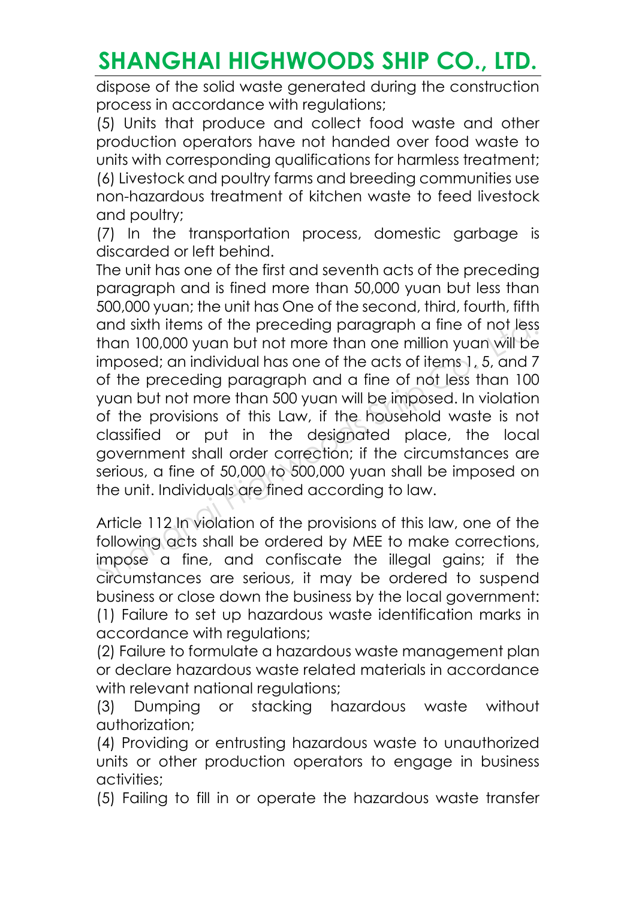dispose of the solid waste generated during the construction process in accordance with regulations;

(5) Units that produce and collect food waste and other production operators have not handed over food waste to units with corresponding qualifications for harmless treatment;

(6) Livestock and poultry farms and breeding communities use non-hazardous treatment of kitchen waste to feed livestock and poultry;

(7) In the transportation process, domestic garbage is discarded or left behind.

The unit has one of the first and seventh acts of the preceding paragraph and is fined more than 50,000 yuan but less than 500,000 yuan; the unit has One of the second, third, fourth, fifth and sixth items of the preceding paragraph a fine of not less than 100,000 yuan but not more than one million yuan will be imposed; an individual has one of the acts of items 1, 5, and 7 of the preceding paragraph and a fine of not less than 100 yuan but not more than 500 yuan will be imposed. In violation of the provisions of this Law, if the household waste is not classified or put in the designated place, the local government shall order correction; if the circumstances are serious, a fine of 50,000 to 500,000 yuan shall be imposed on the unit. Individuals are fined according to law.

Article 112 In violation of the provisions of this law, one of the following acts shall be ordered by MEE to make corrections, impose a fine, and confiscate the illegal gains; if the circumstances are serious, it may be ordered to suspend business or close down the business by the local government:

(1) Failure to set up hazardous waste identification marks in accordance with regulations;

(2) Failure to formulate a hazardous waste management plan or declare hazardous waste related materials in accordance with relevant national regulations;

(3) Dumping or stacking hazardous waste without authorization;

(4) Providing or entrusting hazardous waste to unauthorized units or other production operators to engage in business activities;

(5) Failing to fill in or operate the hazardous waste transfer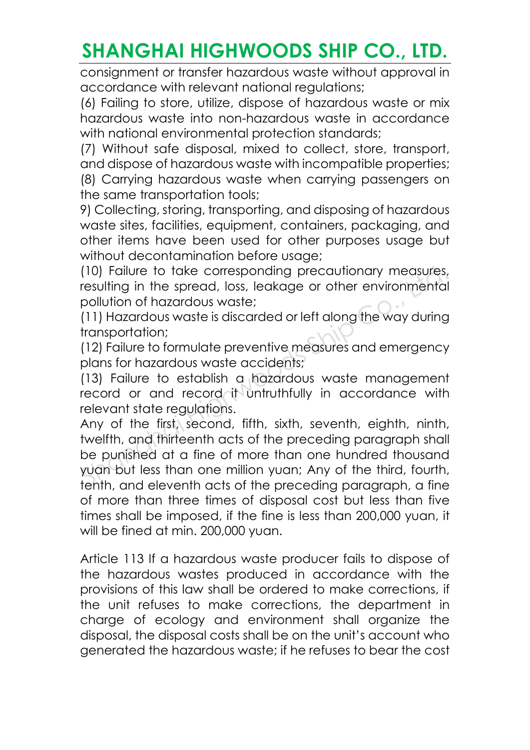consignment or transfer hazardous waste without approval in accordance with relevant national regulations;

(6) Failing to store, utilize, dispose of hazardous waste or mix hazardous waste into non-hazardous waste in accordance with national environmental protection standards;

(7) Without safe disposal, mixed to collect, store, transport, and dispose of hazardous waste with incompatible properties;

(8) Carrying hazardous waste when carrying passengers on the same transportation tools;

9) Collecting, storing, transporting, and disposing of hazardous waste sites, facilities, equipment, containers, packaging, and other items have been used for other purposes usage but without decontamination before usage;

(10) Failure to take corresponding precautionary measures, resulting in the spread, loss, leakage or other environmental pollution of hazardous waste;

(11) Hazardous waste is discarded or left along the way during transportation;

(12) Failure to formulate preventive measures and emergency plans for hazardous waste accidents;

(13) Failure to establish a hazardous waste management record or and record it untruthfully in accordance with relevant state regulations.

Any of the first, second, fifth, sixth, seventh, eighth, ninth, twelfth, and thirteenth acts of the preceding paragraph shall be punished at a fine of more than one hundred thousand yuan but less than one million yuan; Any of the third, fourth, tenth, and eleventh acts of the preceding paragraph, a fine of more than three times of disposal cost but less than five times shall be imposed, if the fine is less than 200,000 yuan, it will be fined at min. 200,000 yuan.

Article 113 If a hazardous waste producer fails to dispose of the hazardous wastes produced in accordance with the provisions of this law shall be ordered to make corrections, if the unit refuses to make corrections, the department in charge of ecology and environment shall organize the disposal, the disposal costs shall be on the unit's account who generated the hazardous waste; if he refuses to bear the cost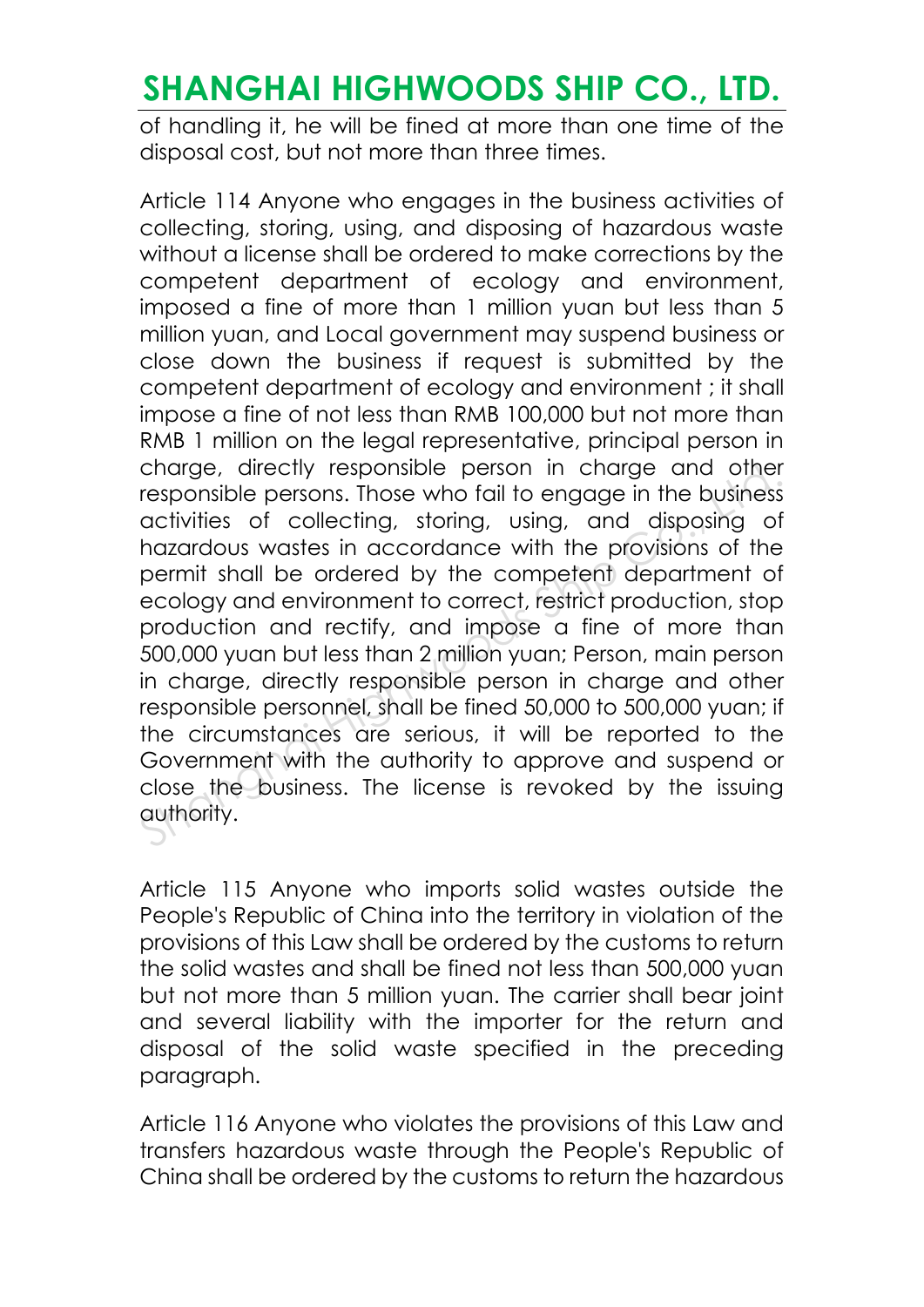of handling it, he will be fined at more than one time of the disposal cost, but not more than three times.

Article 114 Anyone who engages in the business activities of collecting, storing, using, and disposing of hazardous waste without a license shall be ordered to make corrections by the competent department of ecology and environment, imposed a fine of more than 1 million yuan but less than 5 million yuan, and Local government may suspend business or close down the business if request is submitted by the competent department of ecology and environment ; it shall impose a fine of not less than RMB 100,000 but not more than RMB 1 million on the legal representative, principal person in charge, directly responsible person in charge and other responsible persons. Those who fail to engage in the business activities of collecting, storing, using, and disposing of hazardous wastes in accordance with the provisions of the permit shall be ordered by the competent department of ecology and environment to correct, restrict production, stop production and rectify, and impose a fine of more than 500,000 yuan but less than 2 million yuan; Person, main person in charge, directly responsible person in charge and other responsible personnel, shall be fined 50,000 to 500,000 yuan; if the circumstances are serious, it will be reported to the Government with the authority to approve and suspend or close the business. The license is revoked by the issuing authority.

Article 115 Anyone who imports solid wastes outside the People's Republic of China into the territory in violation of the provisions of this Law shall be ordered by the customs to return the solid wastes and shall be fined not less than 500,000 yuan but not more than 5 million yuan. The carrier shall bear joint and several liability with the importer for the return and disposal of the solid waste specified in the preceding paragraph.

Article 116 Anyone who violates the provisions of this Law and transfers hazardous waste through the People's Republic of China shall be ordered by the customs to return the hazardous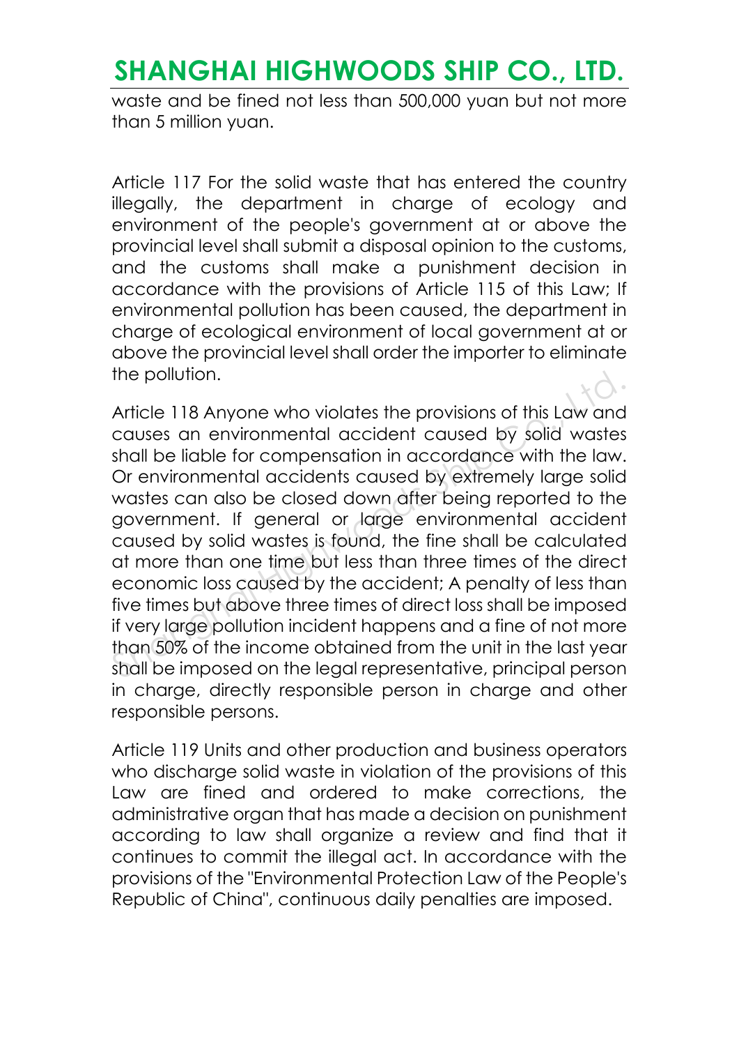waste and be fined not less than 500,000 yuan but not more than 5 million yuan.

Article 117 For the solid waste that has entered the country illegally, the department in charge of ecology and environment of the people's government at or above the provincial level shall submit a disposal opinion to the customs, and the customs shall make a punishment decision in accordance with the provisions of Article 115 of this Law; If environmental pollution has been caused, the department in charge of ecological environment of local government at or above the provincial level shall order the importer to eliminate the pollution.

Article 118 Anyone who violates the provisions of this Law and causes an environmental accident caused by solid wastes shall be liable for compensation in accordance with the law. Or environmental accidents caused by extremely large solid wastes can also be closed down after being reported to the government. If general or large environmental accident caused by solid wastes is found, the fine shall be calculated at more than one time but less than three times of the direct economic loss caused by the accident; A penalty of less than five times but above three times of direct loss shall be imposed if very large pollution incident happens and a fine of not more than 50% of the income obtained from the unit in the last year shall be imposed on the legal representative, principal person in charge, directly responsible person in charge and other responsible persons.

Article 119 Units and other production and business operators who discharge solid waste in violation of the provisions of this Law are fined and ordered to make corrections, the administrative organ that has made a decision on punishment according to law shall organize a review and find that it continues to commit the illegal act. In accordance with the provisions of the "Environmental Protection Law of the People's Republic of China", continuous daily penalties are imposed.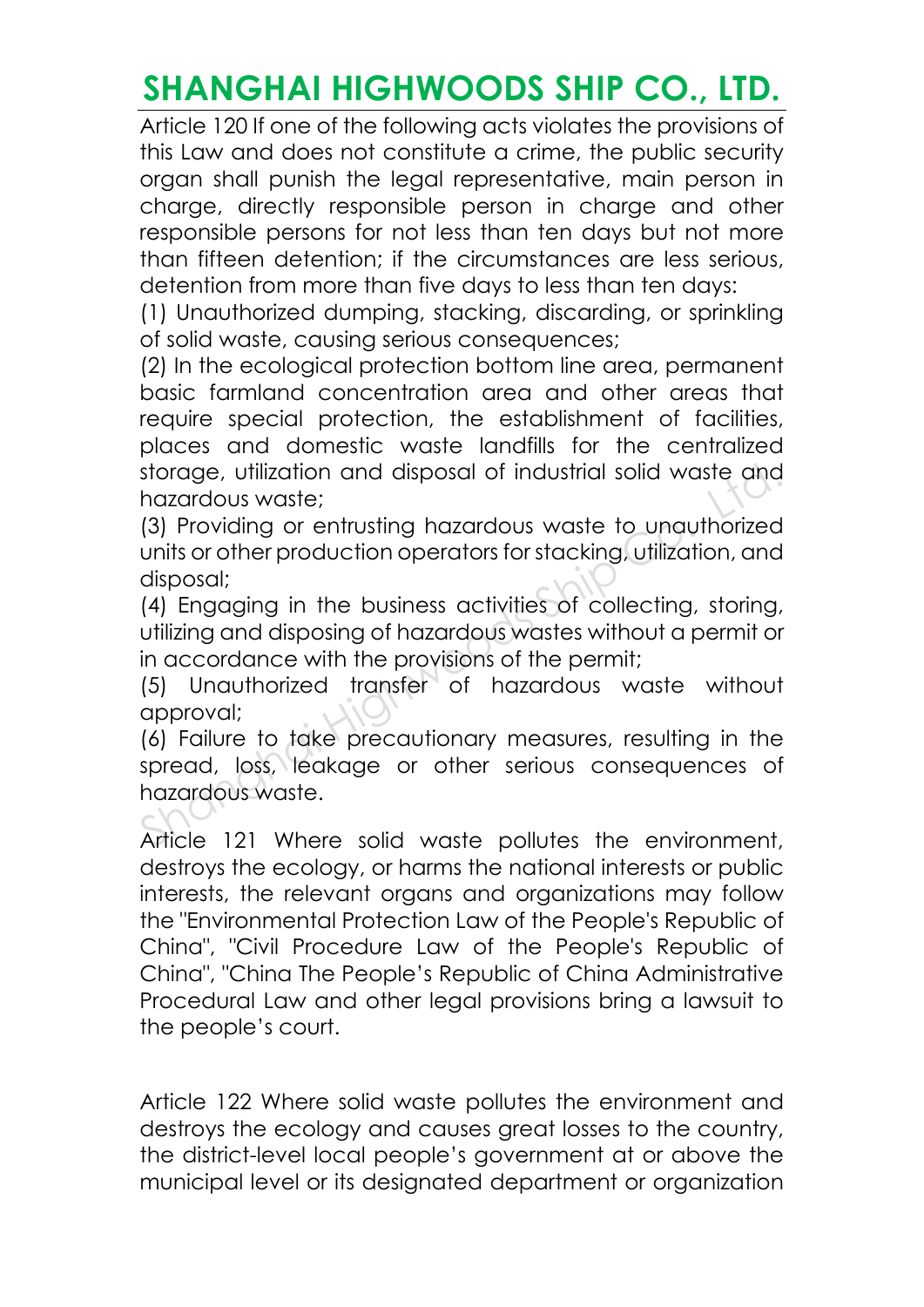Article 120 If one of the following acts violates the provisions of this Law and does not constitute a crime, the public security organ shall punish the legal representative, main person in charge, directly responsible person in charge and other responsible persons for not less than ten days but not more than fifteen detention; if the circumstances are less serious, detention from more than five days to less than ten days:

(1) Unauthorized dumping, stacking, discarding, or sprinkling of solid waste, causing serious consequences;

(2) In the ecological protection bottom line area, permanent basic farmland concentration area and other areas that require special protection, the establishment of facilities, places and domestic waste landfills for the centralized storage, utilization and disposal of industrial solid waste and hazardous waste;

(3) Providing or entrusting hazardous waste to unauthorized units or other production operators for stacking, utilization, and disposal;

(4) Engaging in the business activities of collecting, storing, utilizing and disposing of hazardous wastes without a permit or in accordance with the provisions of the permit;

(5) Unauthorized transfer of hazardous waste without approval;

(6) Failure to take precautionary measures, resulting in the spread, loss, leakage or other serious consequences of hazardous waste.

Article 121 Where solid waste pollutes the environment, destroys the ecology, or harms the national interests or public interests, the relevant organs and organizations may follow the "Environmental Protection Law of the People's Republic of China", "Civil Procedure Law of the People's Republic of China", "China The People's Republic of China Administrative Procedural Law and other legal provisions bring a lawsuit to the people's court.

Article 122 Where solid waste pollutes the environment and destroys the ecology and causes great losses to the country, the district-level local people's government at or above the municipal level or its designated department or organization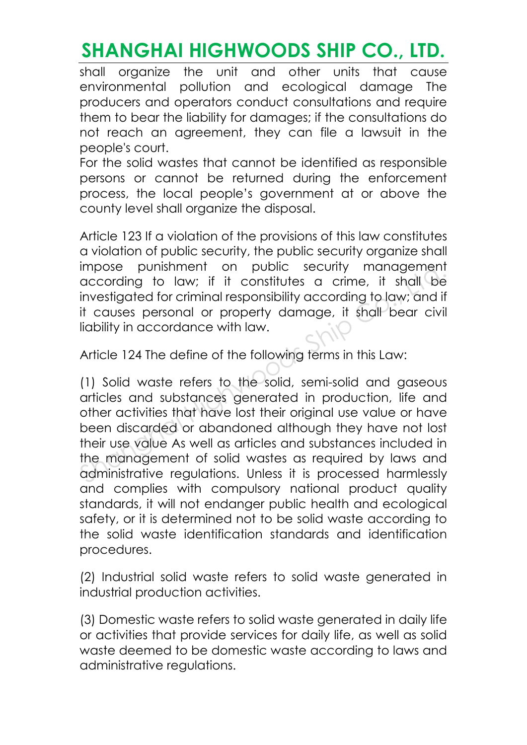shall organize the unit and other units that cause environmental pollution and ecological damage The producers and operators conduct consultations and require them to bear the liability for damages; if the consultations do not reach an agreement, they can file a lawsuit in the people's court.

For the solid wastes that cannot be identified as responsible persons or cannot be returned during the enforcement process, the local people's government at or above the county level shall organize the disposal.

Article 123 If a violation of the provisions of this law constitutes a violation of public security, the public security organize shall impose punishment on public security management according to law; if it constitutes a crime, it shall be investigated for criminal responsibility according to law; and if it causes personal or property damage, it shall bear civil liability in accordance with law.

Article 124 The define of the following terms in this Law:

(1) Solid waste refers to the solid, semi-solid and gaseous articles and substances generated in production, life and other activities that have lost their original use value or have been discarded or abandoned although they have not lost their use value As well as articles and substances included in the management of solid wastes as required by laws and administrative regulations. Unless it is processed harmlessly and complies with compulsory national product quality standards, it will not endanger public health and ecological safety, or it is determined not to be solid waste according to the solid waste identification standards and identification procedures.

(2) Industrial solid waste refers to solid waste generated in industrial production activities.

(3) Domestic waste refers to solid waste generated in daily life or activities that provide services for daily life, as well as solid waste deemed to be domestic waste according to laws and administrative regulations.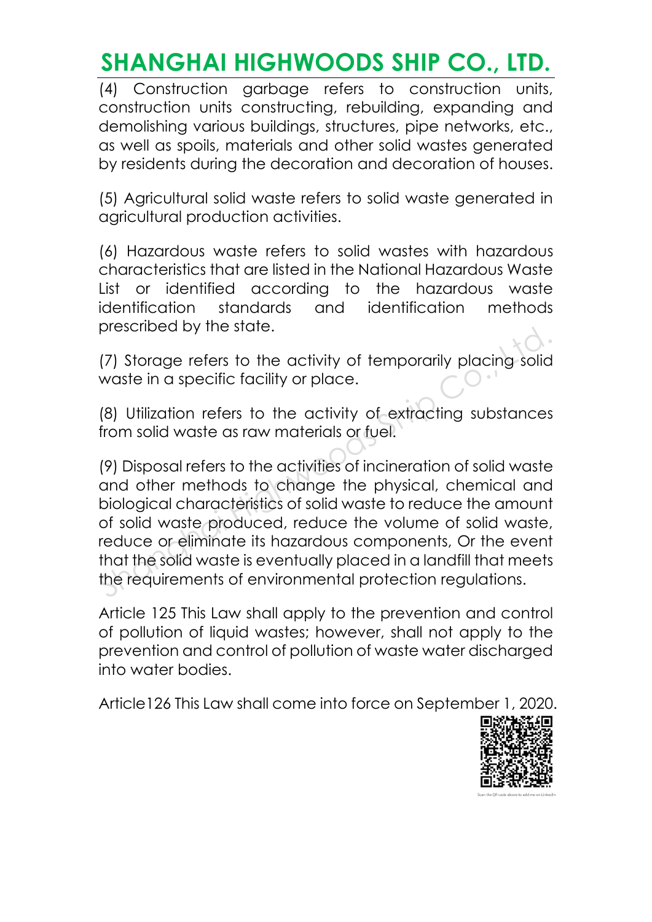(4) Construction garbage refers to construction units, construction units constructing, rebuilding, expanding and demolishing various buildings, structures, pipe networks, etc., as well as spoils, materials and other solid wastes generated by residents during the decoration and decoration of houses.

(5) Agricultural solid waste refers to solid waste generated in agricultural production activities.

(6) Hazardous waste refers to solid wastes with hazardous characteristics that are listed in the National Hazardous Waste List or identified according to the hazardous waste identification standards and identification methods prescribed by the state.

(7) Storage refers to the activity of temporarily placing solid waste in a specific facility or place.

(8) Utilization refers to the activity of extracting substances from solid waste as raw materials or fuel.

(9) Disposal refers to the activities of incineration of solid waste and other methods to change the physical, chemical and biological characteristics of solid waste to reduce the amount of solid waste produced, reduce the volume of solid waste, reduce or eliminate its hazardous components, Or the event that the solid waste is eventually placed in a landfill that meets the requirements of environmental protection regulations.

Article 125 This Law shall apply to the prevention and control of pollution of liquid wastes; however, shall not apply to the prevention and control of pollution of waste water discharged into water bodies.

Article126 This Law shall come into force on September 1, 2020.

Scan the QR code above to add me on LinkedIn